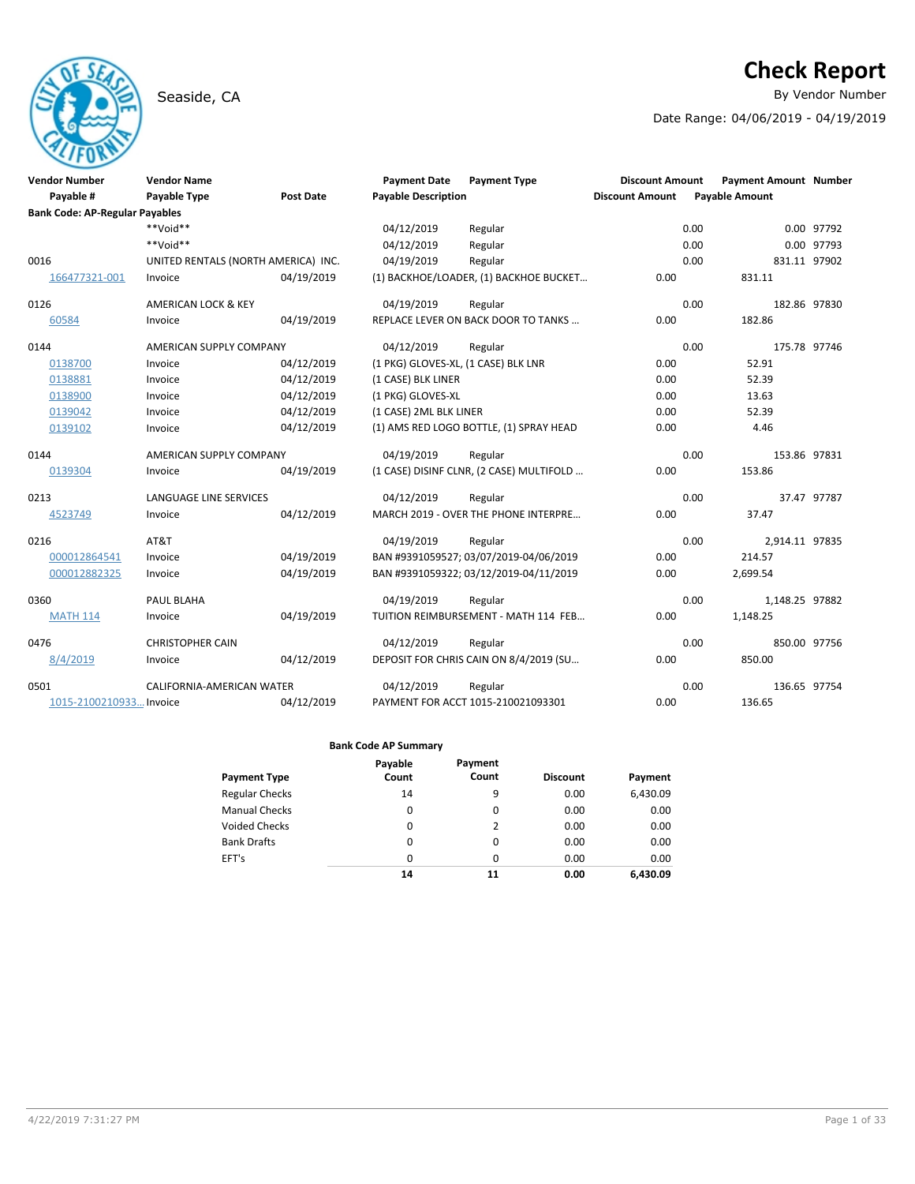# Check Report

Seaside, CA

By Vendor Number

Date Range: 04/06/2019 - 04/19/2019

| Vendor Number | Vendor Name | | Payment Date | Payment Type | Discount Amount | Payment Amount | Number |
|---|---|---|---|---|---|---|---|
| Payable # | Payable Type | Post Date | Payable Description | | Discount Amount | Payable Amount | |
| **Bank Code: AP-Regular Payables** | | | | | | | |
| | **Void** | | 04/12/2019 | Regular | 0.00 | 0.00 | 97792 |
| | **Void** | | 04/12/2019 | Regular | 0.00 | 0.00 | 97793 |
| 0016 | UNITED RENTALS (NORTH AMERICA) INC. | | 04/19/2019 | Regular | 0.00 | 831.11 | 97902 |
| 166477321-001 | Invoice | 04/19/2019 | (1) BACKHOE/LOADER, (1) BACKHOE BUCKET… | | 0.00 | 831.11 | |
| 0126 | AMERICAN LOCK & KEY | | 04/19/2019 | Regular | 0.00 | 182.86 | 97830 |
| 60584 | Invoice | 04/19/2019 | REPLACE LEVER ON BACK DOOR TO TANKS … | | 0.00 | 182.86 | |
| 0144 | AMERICAN SUPPLY COMPANY | | 04/12/2019 | Regular | 0.00 | 175.78 | 97746 |
| 0138700 | Invoice | 04/12/2019 | (1 PKG) GLOVES-XL, (1 CASE) BLK LNR | | 0.00 | 52.91 | |
| 0138881 | Invoice | 04/12/2019 | (1 CASE) BLK LINER | | 0.00 | 52.39 | |
| 0138900 | Invoice | 04/12/2019 | (1 PKG) GLOVES-XL | | 0.00 | 13.63 | |
| 0139042 | Invoice | 04/12/2019 | (1 CASE) 2ML BLK LINER | | 0.00 | 52.39 | |
| 0139102 | Invoice | 04/12/2019 | (1) AMS RED LOGO BOTTLE, (1) SPRAY HEAD | | 0.00 | 4.46 | |
| 0144 | AMERICAN SUPPLY COMPANY | | 04/19/2019 | Regular | 0.00 | 153.86 | 97831 |
| 0139304 | Invoice | 04/19/2019 | (1 CASE) DISINF CLNR, (2 CASE) MULTIFOLD … | | 0.00 | 153.86 | |
| 0213 | LANGUAGE LINE SERVICES | | 04/12/2019 | Regular | 0.00 | 37.47 | 97787 |
| 4523749 | Invoice | 04/12/2019 | MARCH 2019 - OVER THE PHONE INTERPRE… | | 0.00 | 37.47 | |
| 0216 | AT&T | | 04/19/2019 | Regular | 0.00 | 2,914.11 | 97835 |
| 000012864541 | Invoice | 04/19/2019 | BAN #9391059527; 03/07/2019-04/06/2019 | | 0.00 | 214.57 | |
| 000012882325 | Invoice | 04/19/2019 | BAN #9391059322; 03/12/2019-04/11/2019 | | 0.00 | 2,699.54 | |
| 0360 | PAUL BLAHA | | 04/19/2019 | Regular | 0.00 | 1,148.25 | 97882 |
| MATH 114 | Invoice | 04/19/2019 | TUITION REIMBURSEMENT - MATH 114 FEB… | | 0.00 | 1,148.25 | |
| 0476 | CHRISTOPHER CAIN | | 04/12/2019 | Regular | 0.00 | 850.00 | 97756 |
| 8/4/2019 | Invoice | 04/12/2019 | DEPOSIT FOR CHRIS CAIN ON 8/4/2019 (SU… | | 0.00 | 850.00 | |
| 0501 | CALIFORNIA-AMERICAN WATER | | 04/12/2019 | Regular | 0.00 | 136.65 | 97754 |
| 1015-2100210933… | Invoice | 04/12/2019 | PAYMENT FOR ACCT 1015-210021093301 | | 0.00 | 136.65 | |

**Bank Code AP Summary**

| Payment Type | Payable Count | Payment Count | Discount | Payment |
|---|---|---|---|---|
| Regular Checks | 14 | 9 | 0.00 | 6,430.09 |
| Manual Checks | 0 | 0 | 0.00 | 0.00 |
| Voided Checks | 0 | 2 | 0.00 | 0.00 |
| Bank Drafts | 0 | 0 | 0.00 | 0.00 |
| EFT's | 0 | 0 | 0.00 | 0.00 |
| | **14** | **11** | **0.00** | **6,430.09** |

4/22/2019 7:31:27 PM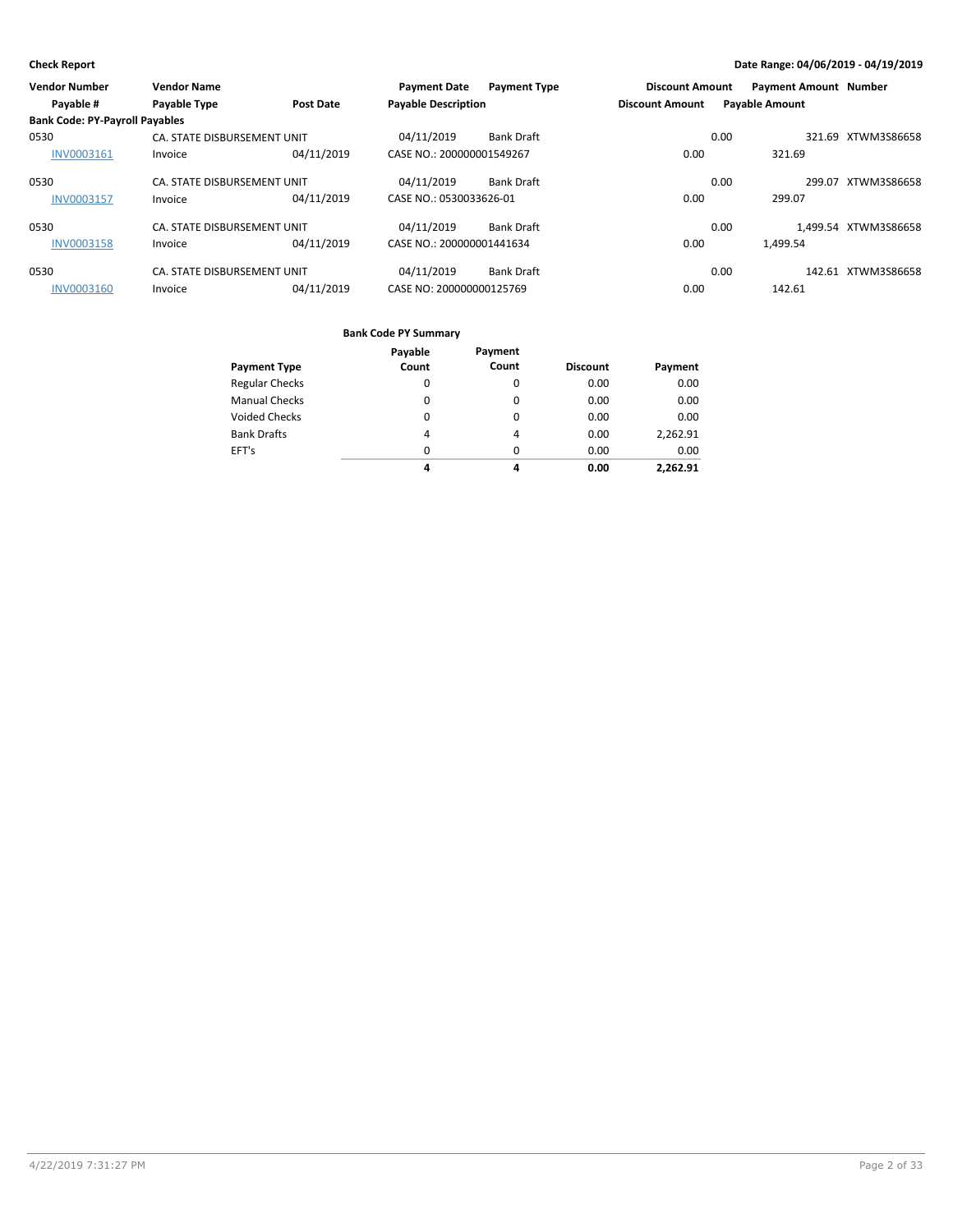**Check Report** — Date Range: 04/06/2019 - 04/19/2019

| Vendor Number | Vendor Name | | Payment Date | Payment Type | Discount Amount | Payment Amount | Number |
|---|---|---|---|---|---|---|---|
| Payable # | Payable Type | Post Date | Payable Description | | Discount Amount | Payable Amount | |
| **Bank Code: PY-Payroll Payables** | | | | | | | |
| 0530 | CA. STATE DISBURSEMENT UNIT | | 04/11/2019 | Bank Draft | 0.00 | 321.69 | XTWM3S86658 |
| INV0003161 | Invoice | 04/11/2019 | CASE NO.: 200000001549267 | | 0.00 | 321.69 | |
| 0530 | CA. STATE DISBURSEMENT UNIT | | 04/11/2019 | Bank Draft | 0.00 | 299.07 | XTWM3S86658 |
| INV0003157 | Invoice | 04/11/2019 | CASE NO.: 0530033626-01 | | 0.00 | 299.07 | |
| 0530 | CA. STATE DISBURSEMENT UNIT | | 04/11/2019 | Bank Draft | 0.00 | 1,499.54 | XTWM3S86658 |
| INV0003158 | Invoice | 04/11/2019 | CASE NO.: 200000001441634 | | 0.00 | 1,499.54 | |
| 0530 | CA. STATE DISBURSEMENT UNIT | | 04/11/2019 | Bank Draft | 0.00 | 142.61 | XTWM3S86658 |
| INV0003160 | Invoice | 04/11/2019 | CASE NO: 200000000125769 | | 0.00 | 142.61 | |

**Bank Code PY Summary**

| Payment Type | Payable Count | Payment Count | Discount | Payment |
|---|---|---|---|---|
| Regular Checks | 0 | 0 | 0.00 | 0.00 |
| Manual Checks | 0 | 0 | 0.00 | 0.00 |
| Voided Checks | 0 | 0 | 0.00 | 0.00 |
| Bank Drafts | 4 | 4 | 0.00 | 2,262.91 |
| EFT's | 0 | 0 | 0.00 | 0.00 |
| | **4** | **4** | **0.00** | **2,262.91** |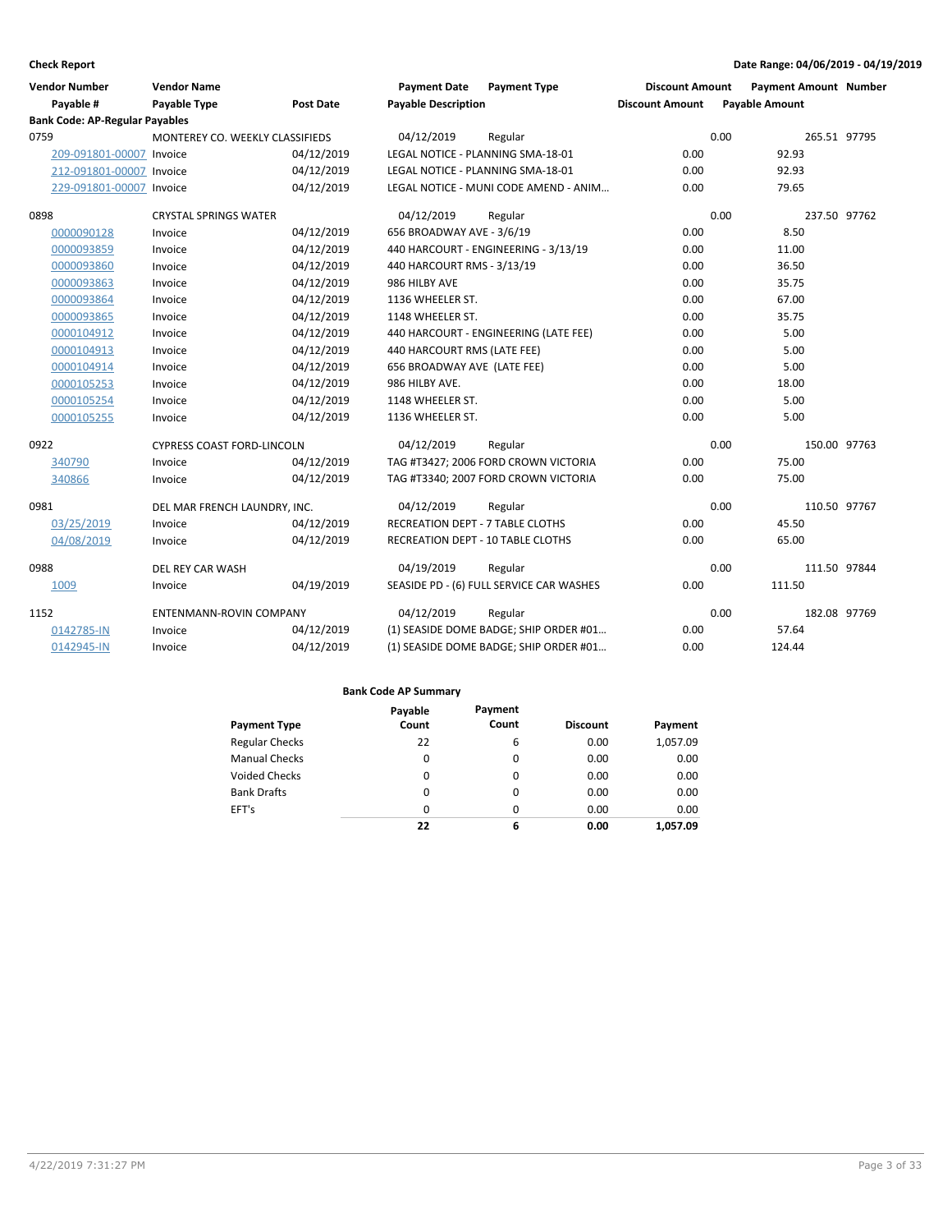**Check Report**

**Date Range: 04/06/2019 - 04/19/2019**

| Vendor Number / Payable # | Vendor Name / Payable Type | Post Date | Payment Date / Payable Description | Payment Type | Discount Amount / Discount Amount | Payment Amount / Payable Amount | Number |
|---|---|---|---|---|---|---|---|
| **Bank Code: AP-Regular Payables** | | | | | | | |
| 0759 | MONTEREY CO. WEEKLY CLASSIFIEDS | | 04/12/2019 | Regular | 0.00 | 265.51 | 97795 |
| 209-091801-00007 | Invoice | 04/12/2019 | LEGAL NOTICE - PLANNING SMA-18-01 | | 0.00 | 92.93 | |
| 212-091801-00007 | Invoice | 04/12/2019 | LEGAL NOTICE - PLANNING SMA-18-01 | | 0.00 | 92.93 | |
| 229-091801-00007 | Invoice | 04/12/2019 | LEGAL NOTICE - MUNI CODE AMEND - ANIM... | | 0.00 | 79.65 | |
| 0898 | CRYSTAL SPRINGS WATER | | 04/12/2019 | Regular | 0.00 | 237.50 | 97762 |
| 0000090128 | Invoice | 04/12/2019 | 656 BROADWAY AVE - 3/6/19 | | 0.00 | 8.50 | |
| 0000093859 | Invoice | 04/12/2019 | 440 HARCOURT - ENGINEERING - 3/13/19 | | 0.00 | 11.00 | |
| 0000093860 | Invoice | 04/12/2019 | 440 HARCOURT RMS - 3/13/19 | | 0.00 | 36.50 | |
| 0000093863 | Invoice | 04/12/2019 | 986 HILBY AVE | | 0.00 | 35.75 | |
| 0000093864 | Invoice | 04/12/2019 | 1136 WHEELER ST. | | 0.00 | 67.00 | |
| 0000093865 | Invoice | 04/12/2019 | 1148 WHEELER ST. | | 0.00 | 35.75 | |
| 0000104912 | Invoice | 04/12/2019 | 440 HARCOURT - ENGINEERING (LATE FEE) | | 0.00 | 5.00 | |
| 0000104913 | Invoice | 04/12/2019 | 440 HARCOURT RMS (LATE FEE) | | 0.00 | 5.00 | |
| 0000104914 | Invoice | 04/12/2019 | 656 BROADWAY AVE (LATE FEE) | | 0.00 | 5.00 | |
| 0000105253 | Invoice | 04/12/2019 | 986 HILBY AVE. | | 0.00 | 18.00 | |
| 0000105254 | Invoice | 04/12/2019 | 1148 WHEELER ST. | | 0.00 | 5.00 | |
| 0000105255 | Invoice | 04/12/2019 | 1136 WHEELER ST. | | 0.00 | 5.00 | |
| 0922 | CYPRESS COAST FORD-LINCOLN | | 04/12/2019 | Regular | 0.00 | 150.00 | 97763 |
| 340790 | Invoice | 04/12/2019 | TAG #T3427; 2006 FORD CROWN VICTORIA | | 0.00 | 75.00 | |
| 340866 | Invoice | 04/12/2019 | TAG #T3340; 2007 FORD CROWN VICTORIA | | 0.00 | 75.00 | |
| 0981 | DEL MAR FRENCH LAUNDRY, INC. | | 04/12/2019 | Regular | 0.00 | 110.50 | 97767 |
| 03/25/2019 | Invoice | 04/12/2019 | RECREATION DEPT - 7 TABLE CLOTHS | | 0.00 | 45.50 | |
| 04/08/2019 | Invoice | 04/12/2019 | RECREATION DEPT - 10 TABLE CLOTHS | | 0.00 | 65.00 | |
| 0988 | DEL REY CAR WASH | | 04/19/2019 | Regular | 0.00 | 111.50 | 97844 |
| 1009 | Invoice | 04/19/2019 | SEASIDE PD - (6) FULL SERVICE CAR WASHES | | 0.00 | 111.50 | |
| 1152 | ENTENMANN-ROVIN COMPANY | | 04/12/2019 | Regular | 0.00 | 182.08 | 97769 |
| 0142785-IN | Invoice | 04/12/2019 | (1) SEASIDE DOME BADGE; SHIP ORDER #01... | | 0.00 | 57.64 | |
| 0142945-IN | Invoice | 04/12/2019 | (1) SEASIDE DOME BADGE; SHIP ORDER #01... | | 0.00 | 124.44 | |

**Bank Code AP Summary**

| Payment Type | Payable Count | Payment Count | Discount | Payment |
|---|---|---|---|---|
| Regular Checks | 22 | 6 | 0.00 | 1,057.09 |
| Manual Checks | 0 | 0 | 0.00 | 0.00 |
| Voided Checks | 0 | 0 | 0.00 | 0.00 |
| Bank Drafts | 0 | 0 | 0.00 | 0.00 |
| EFT's | 0 | 0 | 0.00 | 0.00 |
| | **22** | **6** | **0.00** | **1,057.09** |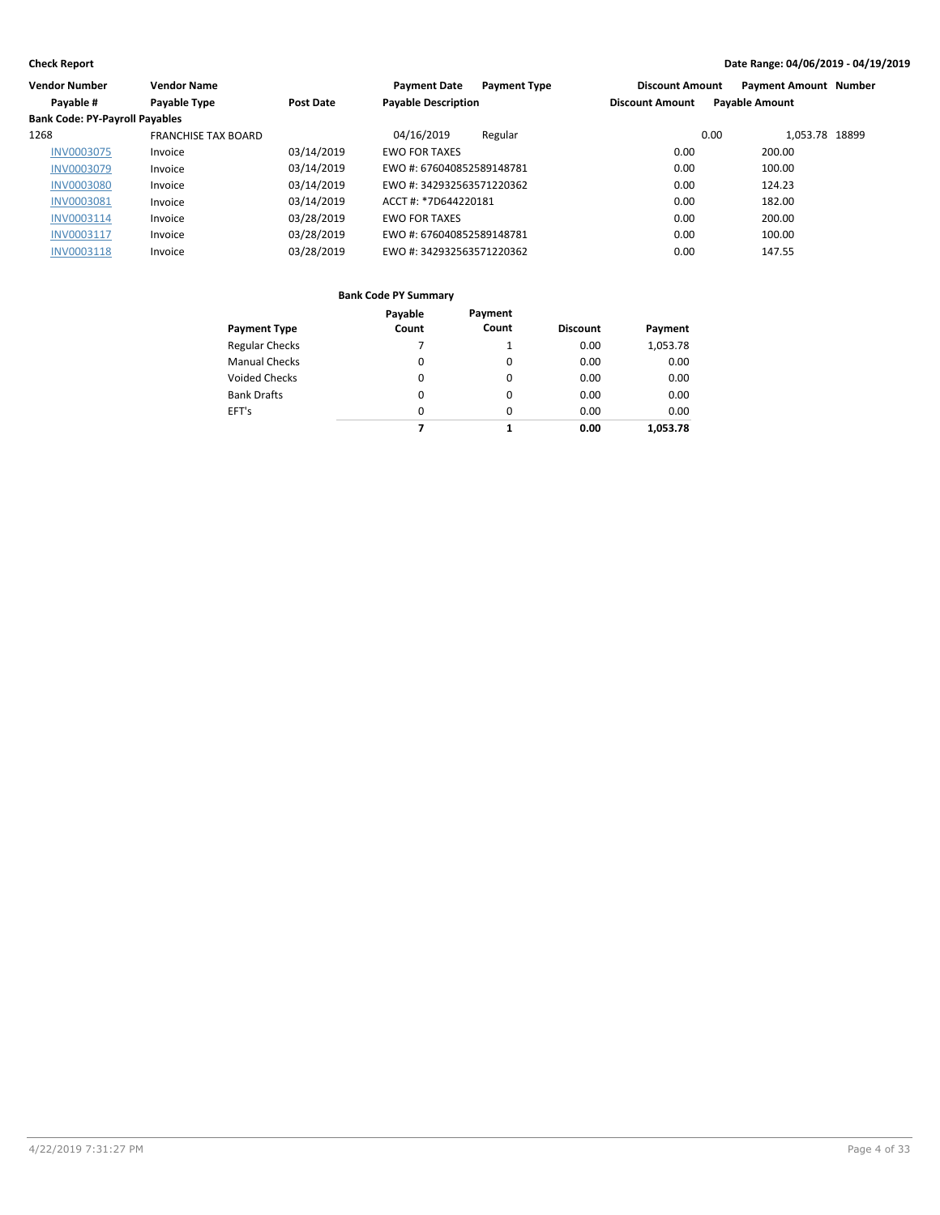**Check Report** — Date Range: 04/06/2019 - 04/19/2019

| Vendor Number | Vendor Name | | Payment Date | Payment Type | Discount Amount | Payment Amount | Number |
|---|---|---|---|---|---|---|---|
| **Payable #** | **Payable Type** | **Post Date** | **Payable Description** | | **Discount Amount** | **Payable Amount** | |
| **Bank Code: PY-Payroll Payables** | | | | | | | |
| 1268 | FRANCHISE TAX BOARD | | 04/16/2019 | Regular | 0.00 | 1,053.78 | 18899 |
| INV0003075 | Invoice | 03/14/2019 | EWO FOR TAXES | | 0.00 | 200.00 | |
| INV0003079 | Invoice | 03/14/2019 | EWO #: 676040852589148781 | | 0.00 | 100.00 | |
| INV0003080 | Invoice | 03/14/2019 | EWO #: 342932563571220362 | | 0.00 | 124.23 | |
| INV0003081 | Invoice | 03/14/2019 | ACCT #: *7D644220181 | | 0.00 | 182.00 | |
| INV0003114 | Invoice | 03/28/2019 | EWO FOR TAXES | | 0.00 | 200.00 | |
| INV0003117 | Invoice | 03/28/2019 | EWO #: 676040852589148781 | | 0.00 | 100.00 | |
| INV0003118 | Invoice | 03/28/2019 | EWO #: 342932563571220362 | | 0.00 | 147.55 | |

**Bank Code PY Summary**

| Payment Type | Payable Count | Payment Count | Discount | Payment |
|---|---|---|---|---|
| Regular Checks | 7 | 1 | 0.00 | 1,053.78 |
| Manual Checks | 0 | 0 | 0.00 | 0.00 |
| Voided Checks | 0 | 0 | 0.00 | 0.00 |
| Bank Drafts | 0 | 0 | 0.00 | 0.00 |
| EFT's | 0 | 0 | 0.00 | 0.00 |
| | **7** | **1** | **0.00** | **1,053.78** |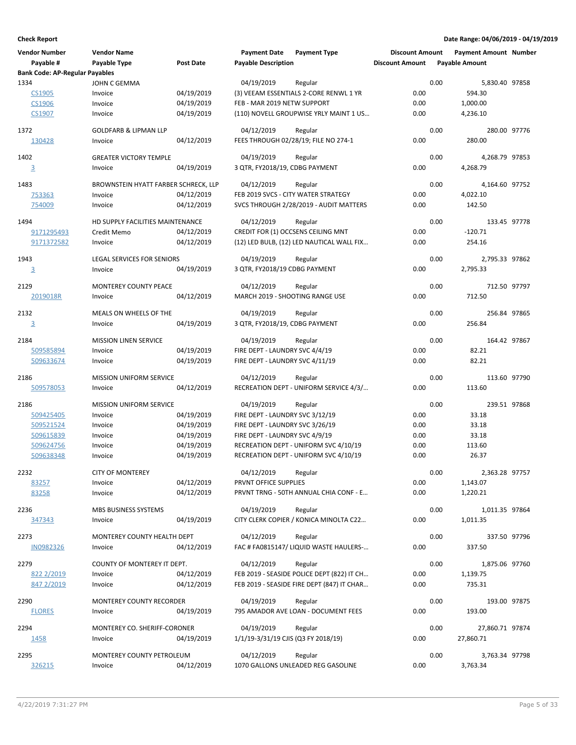**Check Report**

**Date Range: 04/06/2019 - 04/19/2019**

| Vendor Number | Vendor Name | | Payment Date | Payment Type | Discount Amount | Payment Amount | Number |
|---|---|---|---|---|---|---|---|
| Payable # | Payable Type | Post Date | Payable Description | | Discount Amount | Payable Amount | |
| **Bank Code: AP-Regular Payables** | | | | | | | |
| 1334 | JOHN C GEMMA | | 04/19/2019 | Regular | 0.00 | 5,830.40 | 97858 |
| CS1905 | Invoice | 04/19/2019 | (3) VEEAM ESSENTIALS 2-CORE RENWL 1 YR | | 0.00 | 594.30 | |
| CS1906 | Invoice | 04/19/2019 | FEB - MAR 2019 NETW SUPPORT | | 0.00 | 1,000.00 | |
| CS1907 | Invoice | 04/19/2019 | (110) NOVELL GROUPWISE YRLY MAINT 1 US… | | 0.00 | 4,236.10 | |
| 1372 | GOLDFARB & LIPMAN LLP | | 04/12/2019 | Regular | 0.00 | 280.00 | 97776 |
| 130428 | Invoice | 04/12/2019 | FEES THROUGH 02/28/19; FILE NO 274-1 | | 0.00 | 280.00 | |
| 1402 | GREATER VICTORY TEMPLE | | 04/19/2019 | Regular | 0.00 | 4,268.79 | 97853 |
| 3 | Invoice | 04/19/2019 | 3 QTR, FY2018/19, CDBG PAYMENT | | 0.00 | 4,268.79 | |
| 1483 | BROWNSTEIN HYATT FARBER SCHRECK, LLP | | 04/12/2019 | Regular | 0.00 | 4,164.60 | 97752 |
| 753363 | Invoice | 04/12/2019 | FEB 2019 SVCS - CITY WATER STRATEGY | | 0.00 | 4,022.10 | |
| 754009 | Invoice | 04/12/2019 | SVCS THROUGH 2/28/2019 - AUDIT MATTERS | | 0.00 | 142.50 | |
| 1494 | HD SUPPLY FACILITIES MAINTENANCE | | 04/12/2019 | Regular | 0.00 | 133.45 | 97778 |
| 9171295493 | Credit Memo | 04/12/2019 | CREDIT FOR (1) OCCSENS CEILING MNT | | 0.00 | -120.71 | |
| 9171372582 | Invoice | 04/12/2019 | (12) LED BULB, (12) LED NAUTICAL WALL FIX… | | 0.00 | 254.16 | |
| 1943 | LEGAL SERVICES FOR SENIORS | | 04/19/2019 | Regular | 0.00 | 2,795.33 | 97862 |
| 3 | Invoice | 04/19/2019 | 3 QTR, FY2018/19 CDBG PAYMENT | | 0.00 | 2,795.33 | |
| 2129 | MONTEREY COUNTY PEACE | | 04/12/2019 | Regular | 0.00 | 712.50 | 97797 |
| 2019018R | Invoice | 04/12/2019 | MARCH 2019 - SHOOTING RANGE USE | | 0.00 | 712.50 | |
| 2132 | MEALS ON WHEELS OF THE | | 04/19/2019 | Regular | 0.00 | 256.84 | 97865 |
| 3 | Invoice | 04/19/2019 | 3 QTR, FY2018/19, CDBG PAYMENT | | 0.00 | 256.84 | |
| 2184 | MISSION LINEN SERVICE | | 04/19/2019 | Regular | 0.00 | 164.42 | 97867 |
| 509585894 | Invoice | 04/19/2019 | FIRE DEPT - LAUNDRY SVC 4/4/19 | | 0.00 | 82.21 | |
| 509633674 | Invoice | 04/19/2019 | FIRE DEPT - LAUNDRY SVC 4/11/19 | | 0.00 | 82.21 | |
| 2186 | MISSION UNIFORM SERVICE | | 04/12/2019 | Regular | 0.00 | 113.60 | 97790 |
| 509578053 | Invoice | 04/12/2019 | RECREATION DEPT - UNIFORM SERVICE 4/3/… | | 0.00 | 113.60 | |
| 2186 | MISSION UNIFORM SERVICE | | 04/19/2019 | Regular | 0.00 | 239.51 | 97868 |
| 509425405 | Invoice | 04/19/2019 | FIRE DEPT - LAUNDRY SVC 3/12/19 | | 0.00 | 33.18 | |
| 509521524 | Invoice | 04/19/2019 | FIRE DEPT - LAUNDRY SVC 3/26/19 | | 0.00 | 33.18 | |
| 509615839 | Invoice | 04/19/2019 | FIRE DEPT - LAUNDRY SVC 4/9/19 | | 0.00 | 33.18 | |
| 509624756 | Invoice | 04/19/2019 | RECREATION DEPT - UNIFORM SVC 4/10/19 | | 0.00 | 113.60 | |
| 509638348 | Invoice | 04/19/2019 | RECREATION DEPT - UNIFORM SVC 4/10/19 | | 0.00 | 26.37 | |
| 2232 | CITY OF MONTEREY | | 04/12/2019 | Regular | 0.00 | 2,363.28 | 97757 |
| 83257 | Invoice | 04/12/2019 | PRVNT OFFICE SUPPLIES | | 0.00 | 1,143.07 | |
| 83258 | Invoice | 04/12/2019 | PRVNT TRNG - 50TH ANNUAL CHIA CONF - E… | | 0.00 | 1,220.21 | |
| 2236 | MBS BUSINESS SYSTEMS | | 04/19/2019 | Regular | 0.00 | 1,011.35 | 97864 |
| 347343 | Invoice | 04/19/2019 | CITY CLERK COPIER / KONICA MINOLTA C22… | | 0.00 | 1,011.35 | |
| 2273 | MONTEREY COUNTY HEALTH DEPT | | 04/12/2019 | Regular | 0.00 | 337.50 | 97796 |
| IN0982326 | Invoice | 04/12/2019 | FAC # FA0815147/ LIQUID WASTE HAULERS-… | | 0.00 | 337.50 | |
| 2279 | COUNTY OF MONTEREY IT DEPT. | | 04/12/2019 | Regular | 0.00 | 1,875.06 | 97760 |
| 822 2/2019 | Invoice | 04/12/2019 | FEB 2019 - SEASIDE POLICE DEPT (822) IT CH… | | 0.00 | 1,139.75 | |
| 847 2/2019 | Invoice | 04/12/2019 | FEB 2019 - SEASIDE FIRE DEPT (847) IT CHAR… | | 0.00 | 735.31 | |
| 2290 | MONTEREY COUNTY RECORDER | | 04/19/2019 | Regular | 0.00 | 193.00 | 97875 |
| FLORES | Invoice | 04/19/2019 | 795 AMADOR AVE LOAN - DOCUMENT FEES | | 0.00 | 193.00 | |
| 2294 | MONTEREY CO. SHERIFF-CORONER | | 04/19/2019 | Regular | 0.00 | 27,860.71 | 97874 |
| 1458 | Invoice | 04/19/2019 | 1/1/19-3/31/19 CJIS (Q3 FY 2018/19) | | 0.00 | 27,860.71 | |
| 2295 | MONTEREY COUNTY PETROLEUM | | 04/12/2019 | Regular | 0.00 | 3,763.34 | 97798 |
| 326215 | Invoice | 04/12/2019 | 1070 GALLONS UNLEADED REG GASOLINE | | 0.00 | 3,763.34 | |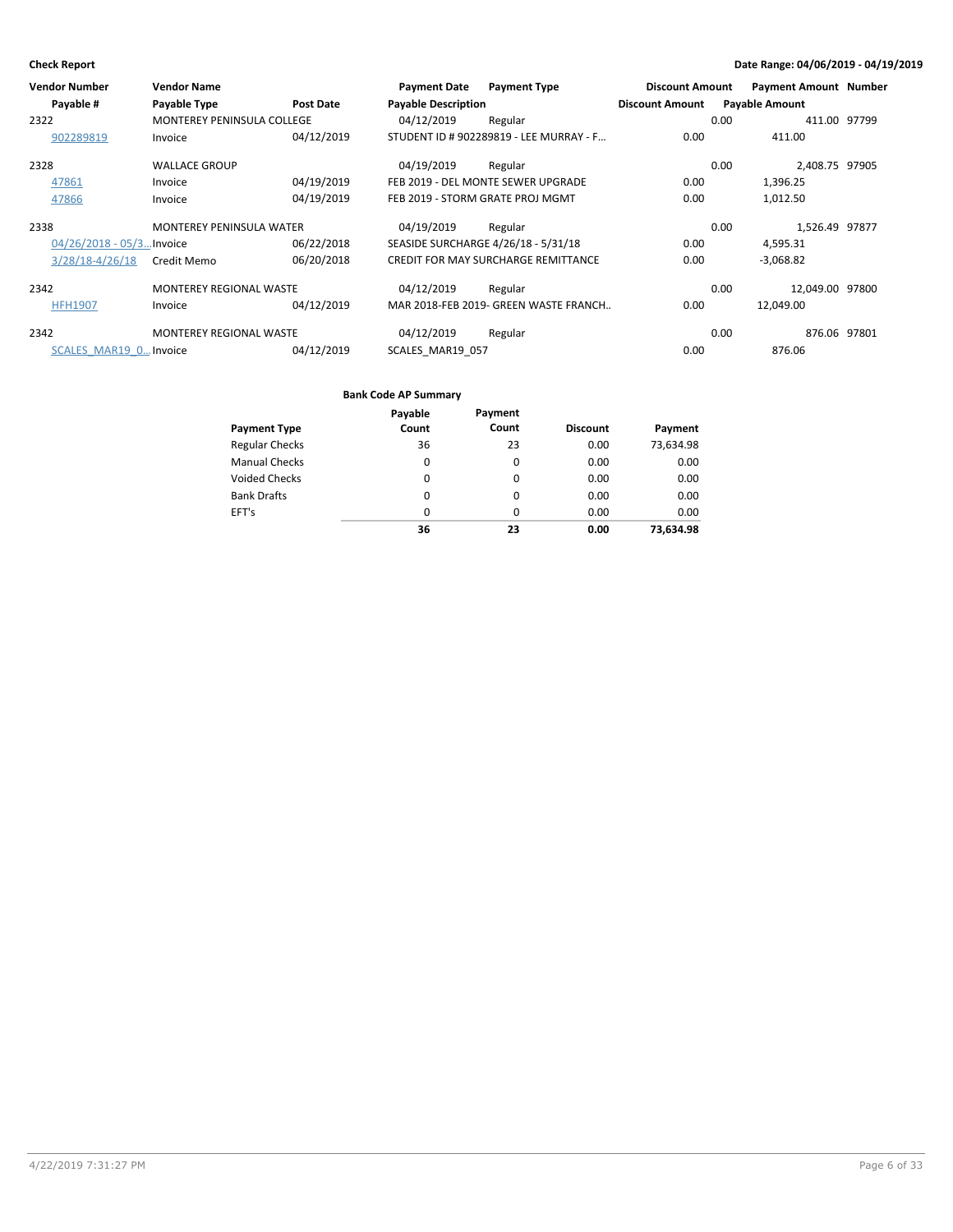**Check Report** **Date Range: 04/06/2019 - 04/19/2019**

| Vendor Number | Vendor Name | | Payment Date | Payment Type | Discount Amount | Payment Amount | Number |
|---|---|---|---|---|---|---|---|
| Payable # | Payable Type | Post Date | Payable Description | | Discount Amount | Payable Amount | |
| 2322 | MONTEREY PENINSULA COLLEGE | | 04/12/2019 | Regular | 0.00 | 411.00 | 97799 |
| 902289819 | Invoice | 04/12/2019 | STUDENT ID # 902289819 - LEE MURRAY - F... | | 0.00 | 411.00 | |
| 2328 | WALLACE GROUP | | 04/19/2019 | Regular | 0.00 | 2,408.75 | 97905 |
| 47861 | Invoice | 04/19/2019 | FEB 2019 - DEL MONTE SEWER UPGRADE | | 0.00 | 1,396.25 | |
| 47866 | Invoice | 04/19/2019 | FEB 2019 - STORM GRATE PROJ MGMT | | 0.00 | 1,012.50 | |
| 2338 | MONTEREY PENINSULA WATER | | 04/19/2019 | Regular | 0.00 | 1,526.49 | 97877 |
| 04/26/2018 - 05/3... | Invoice | 06/22/2018 | SEASIDE SURCHARGE 4/26/18 - 5/31/18 | | 0.00 | 4,595.31 | |
| 3/28/18-4/26/18 | Credit Memo | 06/20/2018 | CREDIT FOR MAY SURCHARGE REMITTANCE | | 0.00 | -3,068.82 | |
| 2342 | MONTEREY REGIONAL WASTE | | 04/12/2019 | Regular | 0.00 | 12,049.00 | 97800 |
| HFH1907 | Invoice | 04/12/2019 | MAR 2018-FEB 2019- GREEN WASTE FRANCH.. | | 0.00 | 12,049.00 | |
| 2342 | MONTEREY REGIONAL WASTE | | 04/12/2019 | Regular | 0.00 | 876.06 | 97801 |
| SCALES_MAR19_0... | Invoice | 04/12/2019 | SCALES_MAR19_057 | | 0.00 | 876.06 | |

**Bank Code AP Summary**

| Payment Type | Payable Count | Payment Count | Discount | Payment |
|---|---|---|---|---|
| Regular Checks | 36 | 23 | 0.00 | 73,634.98 |
| Manual Checks | 0 | 0 | 0.00 | 0.00 |
| Voided Checks | 0 | 0 | 0.00 | 0.00 |
| Bank Drafts | 0 | 0 | 0.00 | 0.00 |
| EFT's | 0 | 0 | 0.00 | 0.00 |
| | **36** | **23** | **0.00** | **73,634.98** |

4/22/2019 7:31:27 PM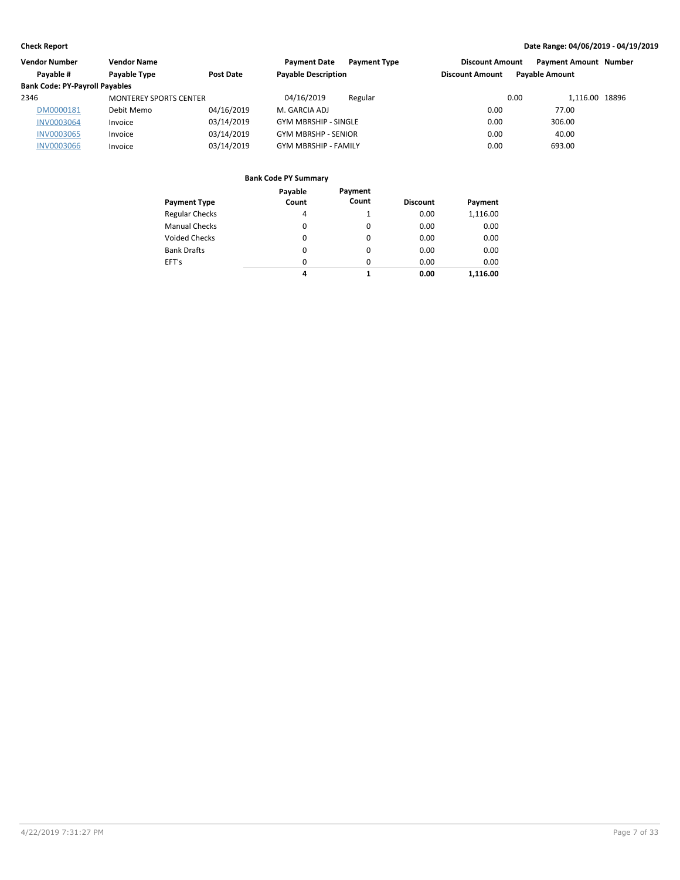**Check Report**

**Date Range: 04/06/2019 - 04/19/2019**

| Vendor Number | Vendor Name | | Payment Date | Payment Type | Discount Amount | Payment Amount | Number |
|---|---|---|---|---|---|---|---|
| Payable # | Payable Type | Post Date | Payable Description | | Discount Amount | Payable Amount | |
| **Bank Code: PY-Payroll Payables** | | | | | | | |
| 2346 | MONTEREY SPORTS CENTER | | 04/16/2019 | Regular | 0.00 | 1,116.00 | 18896 |
| DM0000181 | Debit Memo | 04/16/2019 | M. GARCIA ADJ | | 0.00 | 77.00 | |
| INV0003064 | Invoice | 03/14/2019 | GYM MBRSHIP - SINGLE | | 0.00 | 306.00 | |
| INV0003065 | Invoice | 03/14/2019 | GYM MBRSHP - SENIOR | | 0.00 | 40.00 | |
| INV0003066 | Invoice | 03/14/2019 | GYM MBRSHIP - FAMILY | | 0.00 | 693.00 | |

**Bank Code PY Summary**

| Payment Type | Payable Count | Payment Count | Discount | Payment |
|---|---|---|---|---|
| Regular Checks | 4 | 1 | 0.00 | 1,116.00 |
| Manual Checks | 0 | 0 | 0.00 | 0.00 |
| Voided Checks | 0 | 0 | 0.00 | 0.00 |
| Bank Drafts | 0 | 0 | 0.00 | 0.00 |
| EFT's | 0 | 0 | 0.00 | 0.00 |
| | **4** | **1** | **0.00** | **1,116.00** |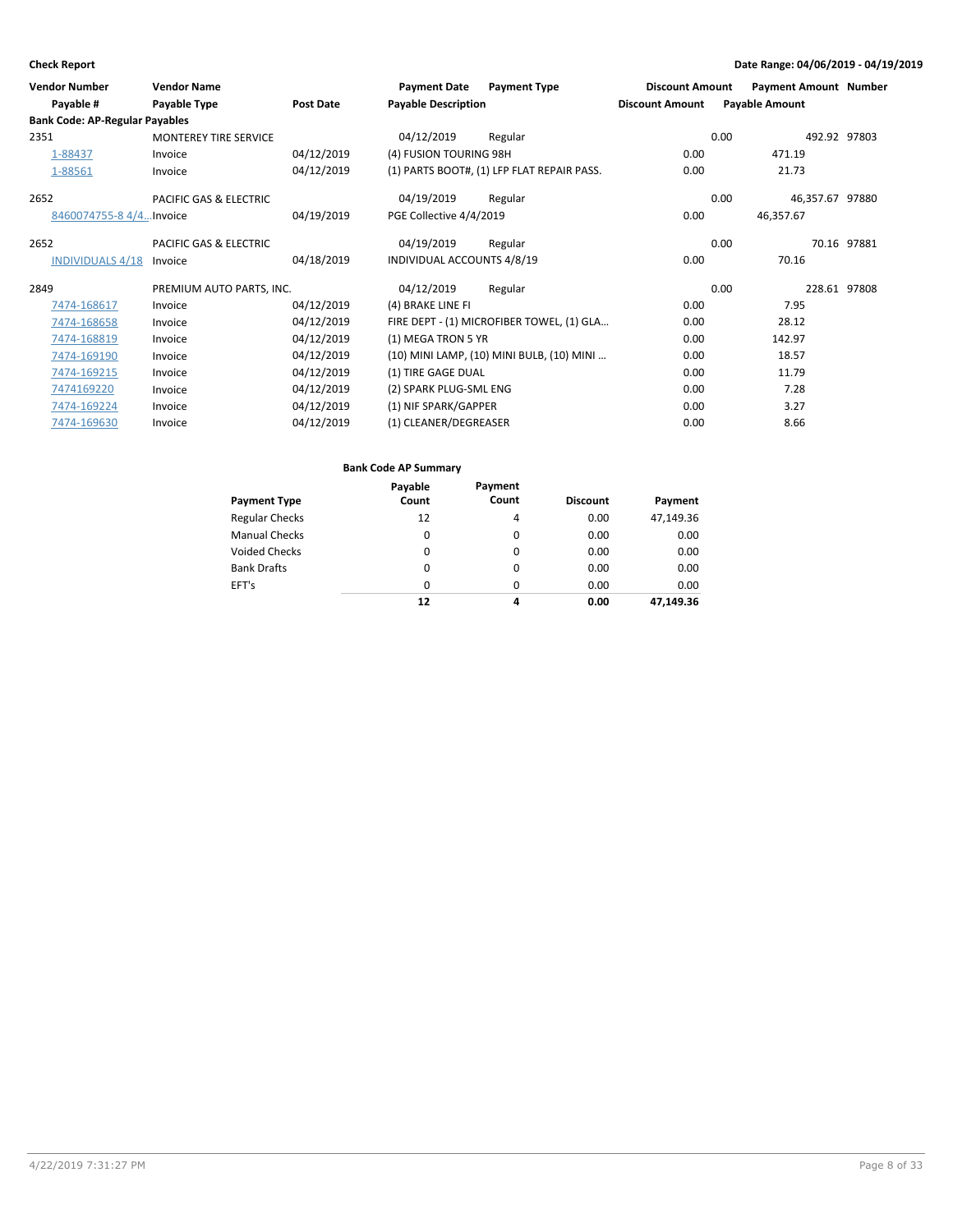**Check Report**

**Date Range: 04/06/2019 - 04/19/2019**

| Vendor Number | Vendor Name | | Payment Date | Payment Type | Discount Amount | Payment Amount | Number |
|---|---|---|---|---|---|---|---|
| Payable # | Payable Type | Post Date | Payable Description | | Discount Amount | Payable Amount | |
| **Bank Code: AP-Regular Payables** | | | | | | | |
| 2351 | MONTEREY TIRE SERVICE | | 04/12/2019 | Regular | 0.00 | 492.92 | 97803 |
| 1-88437 | Invoice | 04/12/2019 | (4) FUSION TOURING 98H | | 0.00 | 471.19 | |
| 1-88561 | Invoice | 04/12/2019 | (1) PARTS BOOT#, (1) LFP FLAT REPAIR PASS. | | 0.00 | 21.73 | |
| 2652 | PACIFIC GAS & ELECTRIC | | 04/19/2019 | Regular | 0.00 | 46,357.67 | 97880 |
| 8460074755-8 4/4... | Invoice | 04/19/2019 | PGE Collective 4/4/2019 | | 0.00 | 46,357.67 | |
| 2652 | PACIFIC GAS & ELECTRIC | | 04/19/2019 | Regular | 0.00 | 70.16 | 97881 |
| INDIVIDUALS 4/18 | Invoice | 04/18/2019 | INDIVIDUAL ACCOUNTS 4/8/19 | | 0.00 | 70.16 | |
| 2849 | PREMIUM AUTO PARTS, INC. | | 04/12/2019 | Regular | 0.00 | 228.61 | 97808 |
| 7474-168617 | Invoice | 04/12/2019 | (4) BRAKE LINE FI | | 0.00 | 7.95 | |
| 7474-168658 | Invoice | 04/12/2019 | FIRE DEPT - (1) MICROFIBER TOWEL, (1) GLA... | | 0.00 | 28.12 | |
| 7474-168819 | Invoice | 04/12/2019 | (1) MEGA TRON 5 YR | | 0.00 | 142.97 | |
| 7474-169190 | Invoice | 04/12/2019 | (10) MINI LAMP, (10) MINI BULB, (10) MINI ... | | 0.00 | 18.57 | |
| 7474-169215 | Invoice | 04/12/2019 | (1) TIRE GAGE DUAL | | 0.00 | 11.79 | |
| 7474169220 | Invoice | 04/12/2019 | (2) SPARK PLUG-SML ENG | | 0.00 | 7.28 | |
| 7474-169224 | Invoice | 04/12/2019 | (1) NIF SPARK/GAPPER | | 0.00 | 3.27 | |
| 7474-169630 | Invoice | 04/12/2019 | (1) CLEANER/DEGREASER | | 0.00 | 8.66 | |

**Bank Code AP Summary**

| Payment Type | Payable Count | Payment Count | Discount | Payment |
|---|---|---|---|---|
| Regular Checks | 12 | 4 | 0.00 | 47,149.36 |
| Manual Checks | 0 | 0 | 0.00 | 0.00 |
| Voided Checks | 0 | 0 | 0.00 | 0.00 |
| Bank Drafts | 0 | 0 | 0.00 | 0.00 |
| EFT's | 0 | 0 | 0.00 | 0.00 |
| | **12** | **4** | **0.00** | **47,149.36** |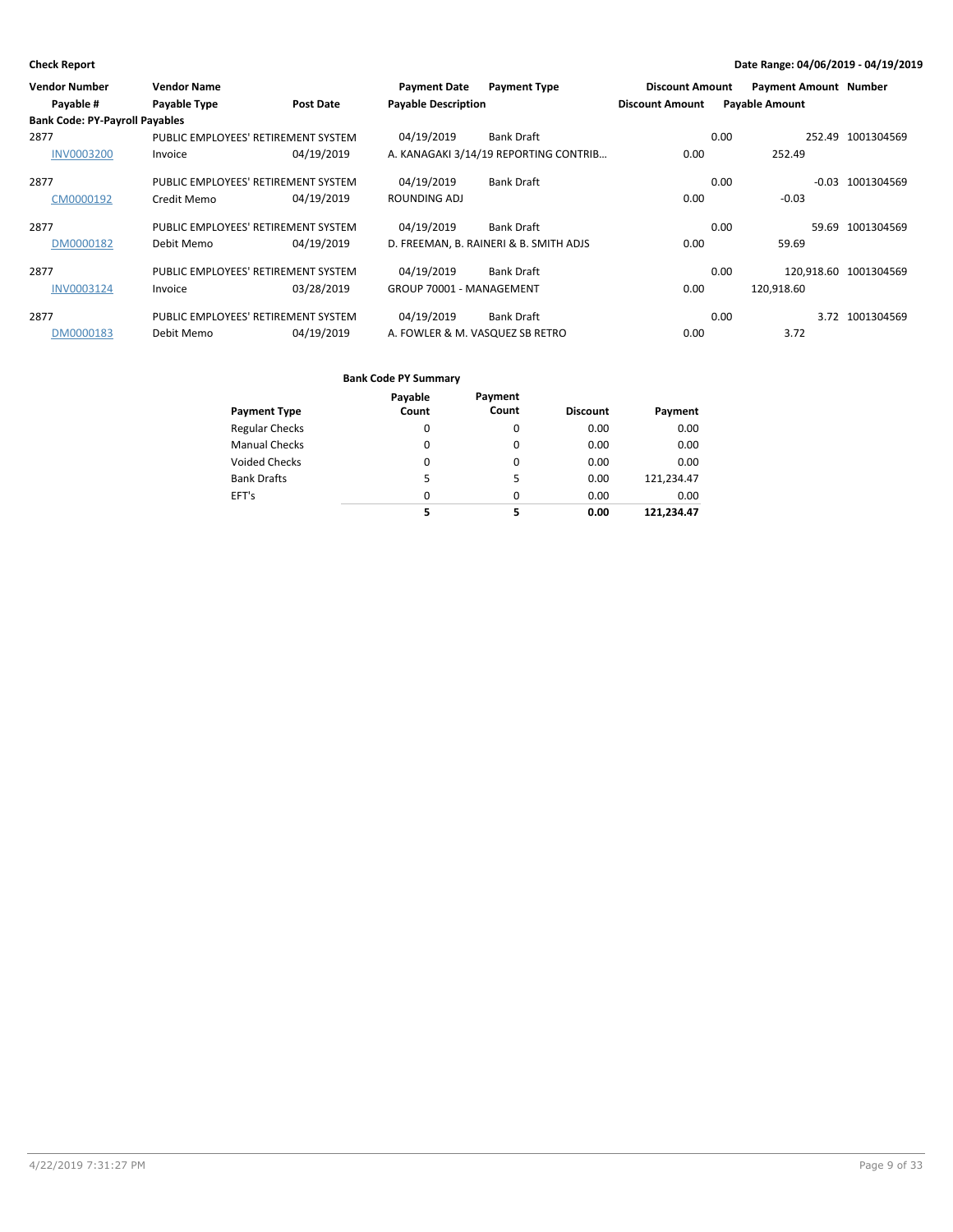**Check Report**

**Date Range: 04/06/2019 - 04/19/2019**

| Vendor Number | Vendor Name | | Payment Date | Payment Type | Discount Amount | Payment Amount | Number |
|---|---|---|---|---|---|---|---|
| Payable # | Payable Type | Post Date | Payable Description | | Discount Amount | Payable Amount | |
| **Bank Code: PY-Payroll Payables** | | | | | | | |
| 2877 | PUBLIC EMPLOYEES' RETIREMENT SYSTEM | | 04/19/2019 | Bank Draft | 0.00 | 252.49 | 1001304569 |
| INV0003200 | Invoice | 04/19/2019 | A. KANAGAKI 3/14/19 REPORTING CONTRIB... | | 0.00 | 252.49 | |
| 2877 | PUBLIC EMPLOYEES' RETIREMENT SYSTEM | | 04/19/2019 | Bank Draft | 0.00 | -0.03 | 1001304569 |
| CM0000192 | Credit Memo | 04/19/2019 | ROUNDING ADJ | | 0.00 | -0.03 | |
| 2877 | PUBLIC EMPLOYEES' RETIREMENT SYSTEM | | 04/19/2019 | Bank Draft | 0.00 | 59.69 | 1001304569 |
| DM0000182 | Debit Memo | 04/19/2019 | D. FREEMAN, B. RAINERI & B. SMITH ADJS | | 0.00 | 59.69 | |
| 2877 | PUBLIC EMPLOYEES' RETIREMENT SYSTEM | | 04/19/2019 | Bank Draft | 0.00 | 120,918.60 | 1001304569 |
| INV0003124 | Invoice | 03/28/2019 | GROUP 70001 - MANAGEMENT | | 0.00 | 120,918.60 | |
| 2877 | PUBLIC EMPLOYEES' RETIREMENT SYSTEM | | 04/19/2019 | Bank Draft | 0.00 | 3.72 | 1001304569 |
| DM0000183 | Debit Memo | 04/19/2019 | A. FOWLER & M. VASQUEZ SB RETRO | | 0.00 | 3.72 | |

**Bank Code PY Summary**

| Payment Type | Payable Count | Payment Count | Discount | Payment |
|---|---|---|---|---|
| Regular Checks | 0 | 0 | 0.00 | 0.00 |
| Manual Checks | 0 | 0 | 0.00 | 0.00 |
| Voided Checks | 0 | 0 | 0.00 | 0.00 |
| Bank Drafts | 5 | 5 | 0.00 | 121,234.47 |
| EFT's | 0 | 0 | 0.00 | 0.00 |
| | **5** | **5** | **0.00** | **121,234.47** |

4/22/2019 7:31:27 PM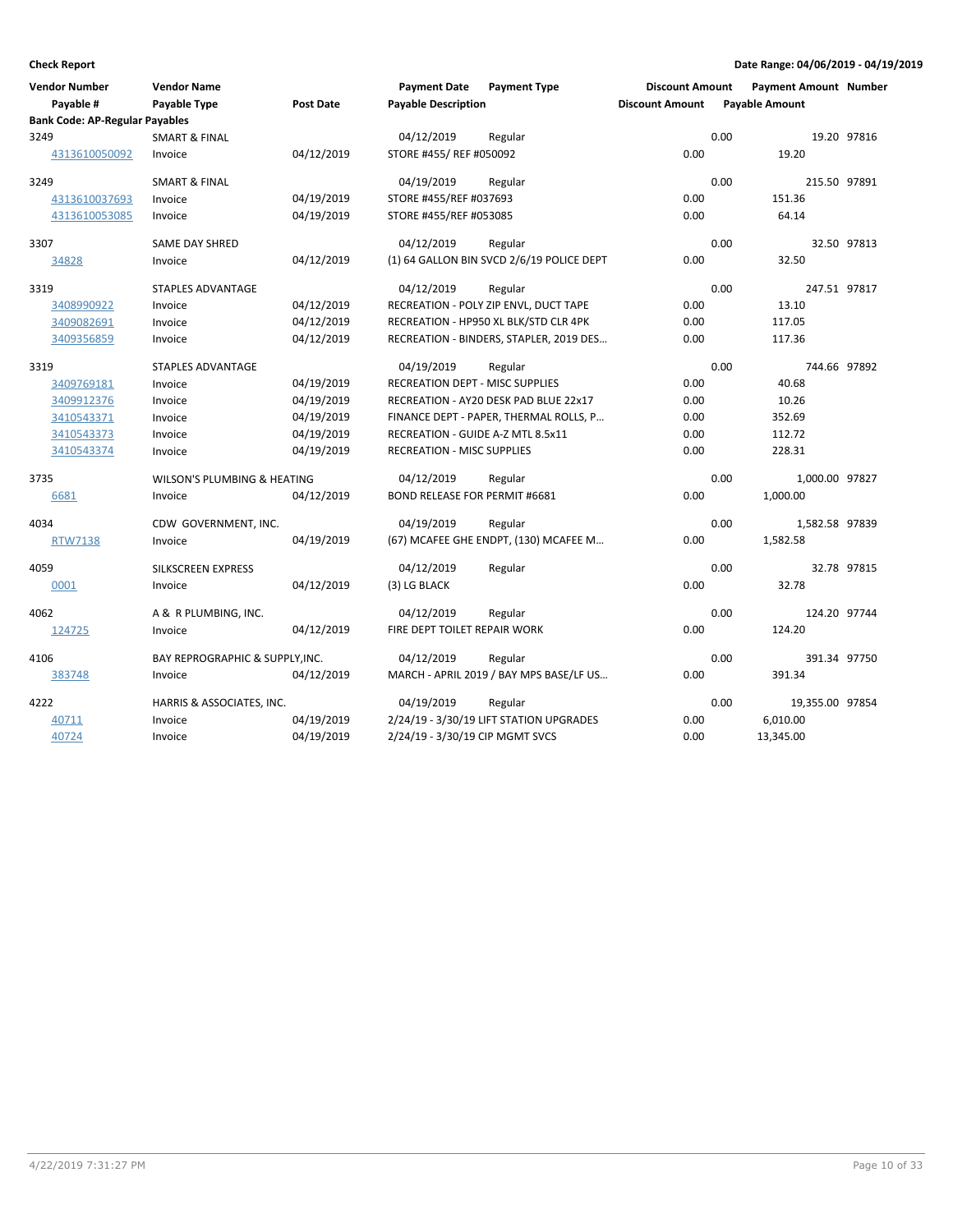**Check Report** **Date Range: 04/06/2019 - 04/19/2019**

| Vendor Number | Vendor Name | | Payment Date | Payment Type | Discount Amount | Payment Amount | Number |
|---|---|---|---|---|---|---|---|
| Payable # | Payable Type | Post Date | Payable Description | | Discount Amount | Payable Amount | |
| **Bank Code: AP-Regular Payables** | | | | | | | |
| 3249 | SMART & FINAL | | 04/12/2019 | Regular | 0.00 | 19.20 | 97816 |
| 4313610050092 | Invoice | 04/12/2019 | STORE #455/ REF #050092 | | 0.00 | 19.20 | |
| 3249 | SMART & FINAL | | 04/19/2019 | Regular | 0.00 | 215.50 | 97891 |
| 4313610037693 | Invoice | 04/19/2019 | STORE #455/REF #037693 | | 0.00 | 151.36 | |
| 4313610053085 | Invoice | 04/19/2019 | STORE #455/REF #053085 | | 0.00 | 64.14 | |
| 3307 | SAME DAY SHRED | | 04/12/2019 | Regular | 0.00 | 32.50 | 97813 |
| 34828 | Invoice | 04/12/2019 | (1) 64 GALLON BIN SVCD 2/6/19 POLICE DEPT | | 0.00 | 32.50 | |
| 3319 | STAPLES ADVANTAGE | | 04/12/2019 | Regular | 0.00 | 247.51 | 97817 |
| 3408990922 | Invoice | 04/12/2019 | RECREATION - POLY ZIP ENVL, DUCT TAPE | | 0.00 | 13.10 | |
| 3409082691 | Invoice | 04/12/2019 | RECREATION - HP950 XL BLK/STD CLR 4PK | | 0.00 | 117.05 | |
| 3409356859 | Invoice | 04/12/2019 | RECREATION - BINDERS, STAPLER, 2019 DES... | | 0.00 | 117.36 | |
| 3319 | STAPLES ADVANTAGE | | 04/19/2019 | Regular | 0.00 | 744.66 | 97892 |
| 3409769181 | Invoice | 04/19/2019 | RECREATION DEPT - MISC SUPPLIES | | 0.00 | 40.68 | |
| 3409912376 | Invoice | 04/19/2019 | RECREATION - AY20 DESK PAD BLUE 22x17 | | 0.00 | 10.26 | |
| 3410543371 | Invoice | 04/19/2019 | FINANCE DEPT - PAPER, THERMAL ROLLS, P... | | 0.00 | 352.69 | |
| 3410543373 | Invoice | 04/19/2019 | RECREATION - GUIDE A-Z MTL 8.5x11 | | 0.00 | 112.72 | |
| 3410543374 | Invoice | 04/19/2019 | RECREATION - MISC SUPPLIES | | 0.00 | 228.31 | |
| 3735 | WILSON'S PLUMBING & HEATING | | 04/12/2019 | Regular | 0.00 | 1,000.00 | 97827 |
| 6681 | Invoice | 04/12/2019 | BOND RELEASE FOR PERMIT #6681 | | 0.00 | 1,000.00 | |
| 4034 | CDW GOVERNMENT, INC. | | 04/19/2019 | Regular | 0.00 | 1,582.58 | 97839 |
| RTW7138 | Invoice | 04/19/2019 | (67) MCAFEE GHE ENDPT, (130) MCAFEE M... | | 0.00 | 1,582.58 | |
| 4059 | SILKSCREEN EXPRESS | | 04/12/2019 | Regular | 0.00 | 32.78 | 97815 |
| 0001 | Invoice | 04/12/2019 | (3) LG BLACK | | 0.00 | 32.78 | |
| 4062 | A & R PLUMBING, INC. | | 04/12/2019 | Regular | 0.00 | 124.20 | 97744 |
| 124725 | Invoice | 04/12/2019 | FIRE DEPT TOILET REPAIR WORK | | 0.00 | 124.20 | |
| 4106 | BAY REPROGRAPHIC & SUPPLY,INC. | | 04/12/2019 | Regular | 0.00 | 391.34 | 97750 |
| 383748 | Invoice | 04/12/2019 | MARCH - APRIL 2019 / BAY MPS BASE/LF US... | | 0.00 | 391.34 | |
| 4222 | HARRIS & ASSOCIATES, INC. | | 04/19/2019 | Regular | 0.00 | 19,355.00 | 97854 |
| 40711 | Invoice | 04/19/2019 | 2/24/19 - 3/30/19 LIFT STATION UPGRADES | | 0.00 | 6,010.00 | |
| 40724 | Invoice | 04/19/2019 | 2/24/19 - 3/30/19 CIP MGMT SVCS | | 0.00 | 13,345.00 | |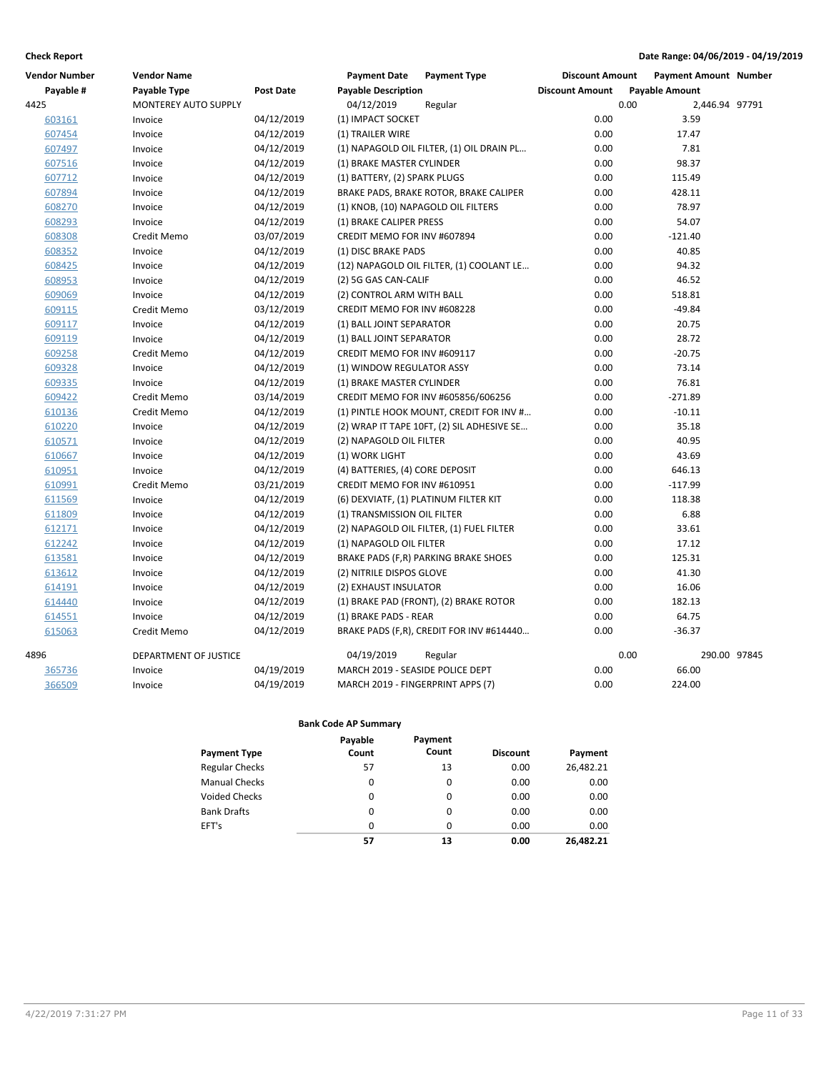**Check Report** | **Date Range: 04/06/2019 - 04/19/2019**

| Vendor Number | Vendor Name | | Payment Date | Payment Type | Discount Amount | Payment Amount | Number |
|---|---|---|---|---|---|---|---|
| **Payable #** | **Payable Type** | **Post Date** | **Payable Description** | | **Discount Amount** | **Payable Amount** | |
| 4425 | MONTEREY AUTO SUPPLY | | 04/12/2019 | Regular | 0.00 | 2,446.94 | 97791 |
| 603161 | Invoice | 04/12/2019 | (1) IMPACT SOCKET | | 0.00 | 3.59 | |
| 607454 | Invoice | 04/12/2019 | (1) TRAILER WIRE | | 0.00 | 17.47 | |
| 607497 | Invoice | 04/12/2019 | (1) NAPAGOLD OIL FILTER, (1) OIL DRAIN PL… | | 0.00 | 7.81 | |
| 607516 | Invoice | 04/12/2019 | (1) BRAKE MASTER CYLINDER | | 0.00 | 98.37 | |
| 607712 | Invoice | 04/12/2019 | (1) BATTERY, (2) SPARK PLUGS | | 0.00 | 115.49 | |
| 607894 | Invoice | 04/12/2019 | BRAKE PADS, BRAKE ROTOR, BRAKE CALIPER | | 0.00 | 428.11 | |
| 608270 | Invoice | 04/12/2019 | (1) KNOB, (10) NAPAGOLD OIL FILTERS | | 0.00 | 78.97 | |
| 608293 | Invoice | 04/12/2019 | (1) BRAKE CALIPER PRESS | | 0.00 | 54.07 | |
| 608308 | Credit Memo | 03/07/2019 | CREDIT MEMO FOR INV #607894 | | 0.00 | -121.40 | |
| 608352 | Invoice | 04/12/2019 | (1) DISC BRAKE PADS | | 0.00 | 40.85 | |
| 608425 | Invoice | 04/12/2019 | (12) NAPAGOLD OIL FILTER, (1) COOLANT LE… | | 0.00 | 94.32 | |
| 608953 | Invoice | 04/12/2019 | (2) 5G GAS CAN-CALIF | | 0.00 | 46.52 | |
| 609069 | Invoice | 04/12/2019 | (2) CONTROL ARM WITH BALL | | 0.00 | 518.81 | |
| 609115 | Credit Memo | 03/12/2019 | CREDIT MEMO FOR INV #608228 | | 0.00 | -49.84 | |
| 609117 | Invoice | 04/12/2019 | (1) BALL JOINT SEPARATOR | | 0.00 | 20.75 | |
| 609119 | Invoice | 04/12/2019 | (1) BALL JOINT SEPARATOR | | 0.00 | 28.72 | |
| 609258 | Credit Memo | 04/12/2019 | CREDIT MEMO FOR INV #609117 | | 0.00 | -20.75 | |
| 609328 | Invoice | 04/12/2019 | (1) WINDOW REGULATOR ASSY | | 0.00 | 73.14 | |
| 609335 | Invoice | 04/12/2019 | (1) BRAKE MASTER CYLINDER | | 0.00 | 76.81 | |
| 609422 | Credit Memo | 03/14/2019 | CREDIT MEMO FOR INV #605856/606256 | | 0.00 | -271.89 | |
| 610136 | Credit Memo | 04/12/2019 | (1) PINTLE HOOK MOUNT, CREDIT FOR INV #… | | 0.00 | -10.11 | |
| 610220 | Invoice | 04/12/2019 | (2) WRAP IT TAPE 10FT, (2) SIL ADHESIVE SE… | | 0.00 | 35.18 | |
| 610571 | Invoice | 04/12/2019 | (2) NAPAGOLD OIL FILTER | | 0.00 | 40.95 | |
| 610667 | Invoice | 04/12/2019 | (1) WORK LIGHT | | 0.00 | 43.69 | |
| 610951 | Invoice | 04/12/2019 | (4) BATTERIES, (4) CORE DEPOSIT | | 0.00 | 646.13 | |
| 610991 | Credit Memo | 03/21/2019 | CREDIT MEMO FOR INV #610951 | | 0.00 | -117.99 | |
| 611569 | Invoice | 04/12/2019 | (6) DEXVIATF, (1) PLATINUM FILTER KIT | | 0.00 | 118.38 | |
| 611809 | Invoice | 04/12/2019 | (1) TRANSMISSION OIL FILTER | | 0.00 | 6.88 | |
| 612171 | Invoice | 04/12/2019 | (2) NAPAGOLD OIL FILTER, (1) FUEL FILTER | | 0.00 | 33.61 | |
| 612242 | Invoice | 04/12/2019 | (1) NAPAGOLD OIL FILTER | | 0.00 | 17.12 | |
| 613581 | Invoice | 04/12/2019 | BRAKE PADS (F,R) PARKING BRAKE SHOES | | 0.00 | 125.31 | |
| 613612 | Invoice | 04/12/2019 | (2) NITRILE DISPOS GLOVE | | 0.00 | 41.30 | |
| 614191 | Invoice | 04/12/2019 | (2) EXHAUST INSULATOR | | 0.00 | 16.06 | |
| 614440 | Invoice | 04/12/2019 | (1) BRAKE PAD (FRONT), (2) BRAKE ROTOR | | 0.00 | 182.13 | |
| 614551 | Invoice | 04/12/2019 | (1) BRAKE PADS - REAR | | 0.00 | 64.75 | |
| 615063 | Credit Memo | 04/12/2019 | BRAKE PADS (F,R), CREDIT FOR INV #614440… | | 0.00 | -36.37 | |
| 4896 | DEPARTMENT OF JUSTICE | | 04/19/2019 | Regular | 0.00 | 290.00 | 97845 |
| 365736 | Invoice | 04/19/2019 | MARCH 2019 - SEASIDE POLICE DEPT | | 0.00 | 66.00 | |
| 366509 | Invoice | 04/19/2019 | MARCH 2019 - FINGERPRINT APPS (7) | | 0.00 | 224.00 | |

**Bank Code AP Summary**

| Payment Type | Payable Count | Payment Count | Discount | Payment |
|---|---|---|---|---|
| Regular Checks | 57 | 13 | 0.00 | 26,482.21 |
| Manual Checks | 0 | 0 | 0.00 | 0.00 |
| Voided Checks | 0 | 0 | 0.00 | 0.00 |
| Bank Drafts | 0 | 0 | 0.00 | 0.00 |
| EFT's | 0 | 0 | 0.00 | 0.00 |
| | **57** | **13** | **0.00** | **26,482.21** |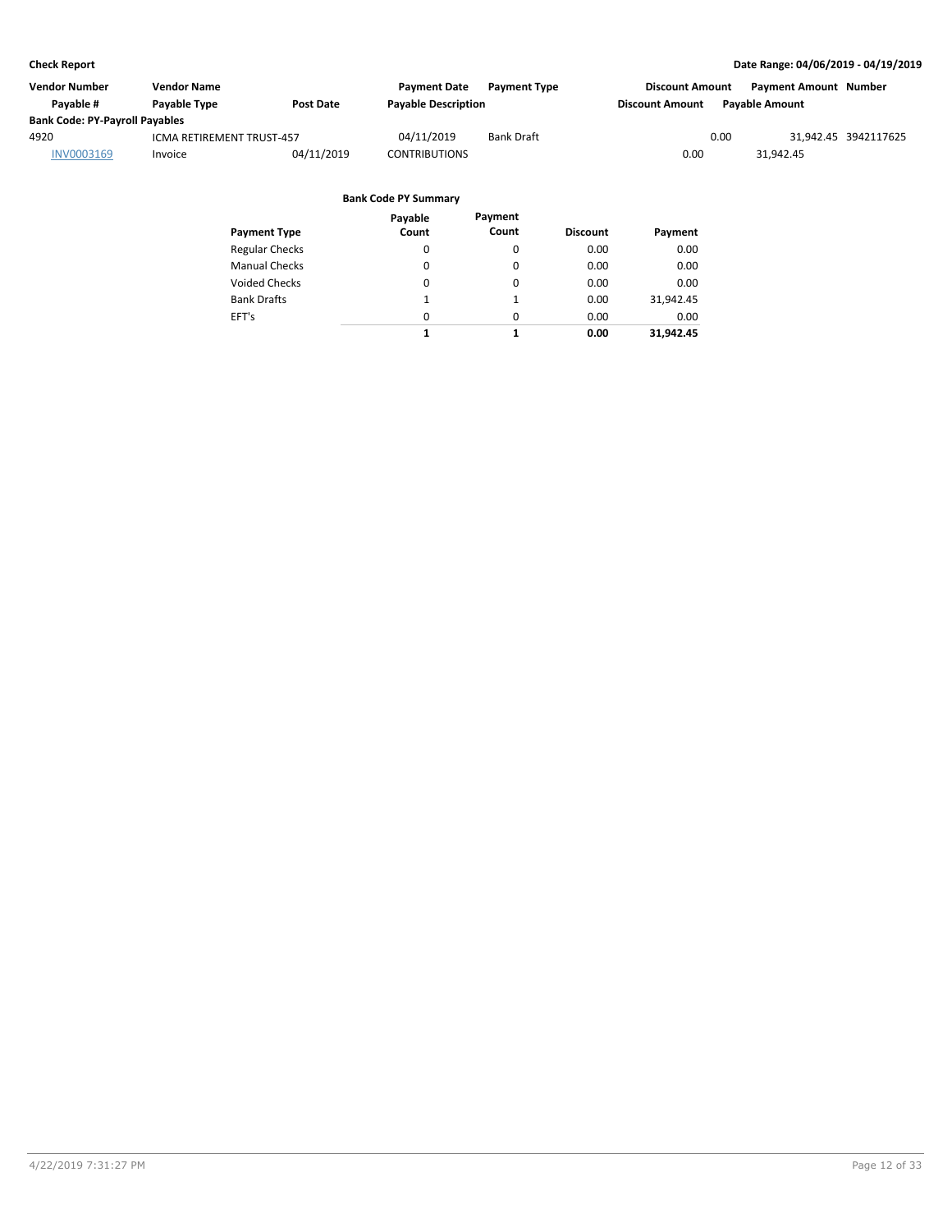| Vendor Number | Vendor Name | | Payment Date | Payment Type | Discount Amount | Payment Amount | Number |
|---|---|---|---|---|---|---|---|
| Payable # | Payable Type | Post Date | Payable Description | | Discount Amount | Payable Amount | |
| **Bank Code: PY-Payroll Payables** | | | | | | | |
| 4920 | ICMA RETIREMENT TRUST-457 | | 04/11/2019 | Bank Draft | 0.00 | 31,942.45 | 3942117625 |
| INV0003169 | Invoice | 04/11/2019 | CONTRIBUTIONS | | 0.00 | 31,942.45 | |

**Bank Code PY Summary**

| Payment Type | Payable Count | Payment Count | Discount | Payment |
|---|---|---|---|---|
| Regular Checks | 0 | 0 | 0.00 | 0.00 |
| Manual Checks | 0 | 0 | 0.00 | 0.00 |
| Voided Checks | 0 | 0 | 0.00 | 0.00 |
| Bank Drafts | 1 | 1 | 0.00 | 31,942.45 |
| EFT's | 0 | 0 | 0.00 | 0.00 |
| | **1** | **1** | **0.00** | **31,942.45** |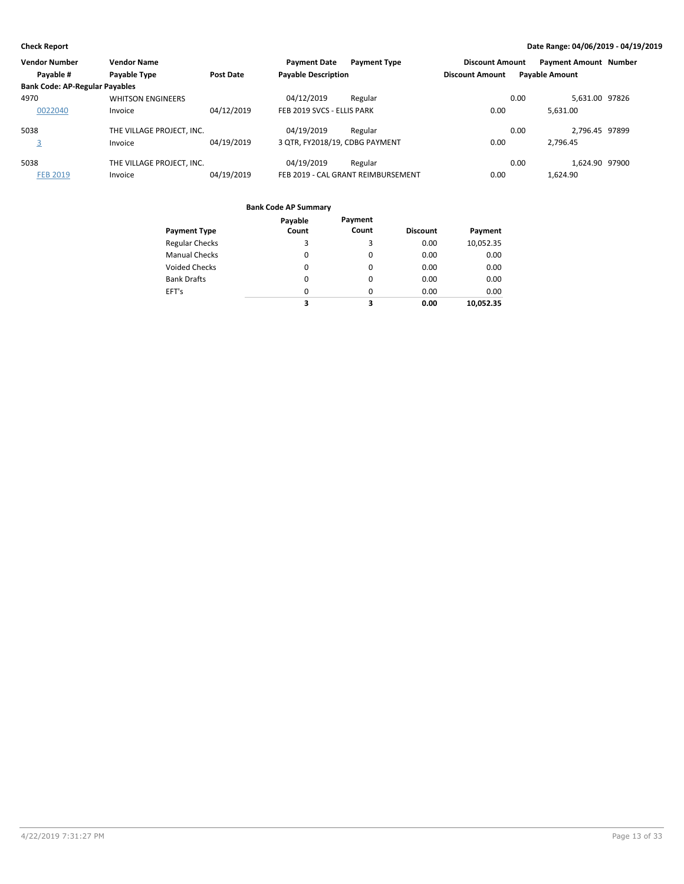**Check Report**

**Date Range: 04/06/2019 - 04/19/2019**

| Vendor Number | Vendor Name | | Payment Date | Payment Type | Discount Amount | Payment Amount | Number |
|---|---|---|---|---|---|---|---|
| Payable # | Payable Type | Post Date | Payable Description | | Discount Amount | Payable Amount | |
| **Bank Code: AP-Regular Payables** | | | | | | | |
| 4970 | WHITSON ENGINEERS | | 04/12/2019 | Regular | 0.00 | 5,631.00 | 97826 |
| 0022040 | Invoice | 04/12/2019 | FEB 2019 SVCS - ELLIS PARK | | 0.00 | 5,631.00 | |
| 5038 | THE VILLAGE PROJECT, INC. | | 04/19/2019 | Regular | 0.00 | 2,796.45 | 97899 |
| 3 | Invoice | 04/19/2019 | 3 QTR, FY2018/19, CDBG PAYMENT | | 0.00 | 2,796.45 | |
| 5038 | THE VILLAGE PROJECT, INC. | | 04/19/2019 | Regular | 0.00 | 1,624.90 | 97900 |
| FEB 2019 | Invoice | 04/19/2019 | FEB 2019 - CAL GRANT REIMBURSEMENT | | 0.00 | 1,624.90 | |

**Bank Code AP Summary**

| Payment Type | Payable Count | Payment Count | Discount | Payment |
|---|---|---|---|---|
| Regular Checks | 3 | 3 | 0.00 | 10,052.35 |
| Manual Checks | 0 | 0 | 0.00 | 0.00 |
| Voided Checks | 0 | 0 | 0.00 | 0.00 |
| Bank Drafts | 0 | 0 | 0.00 | 0.00 |
| EFT's | 0 | 0 | 0.00 | 0.00 |
| | **3** | **3** | **0.00** | **10,052.35** |

4/22/2019 7:31:27 PM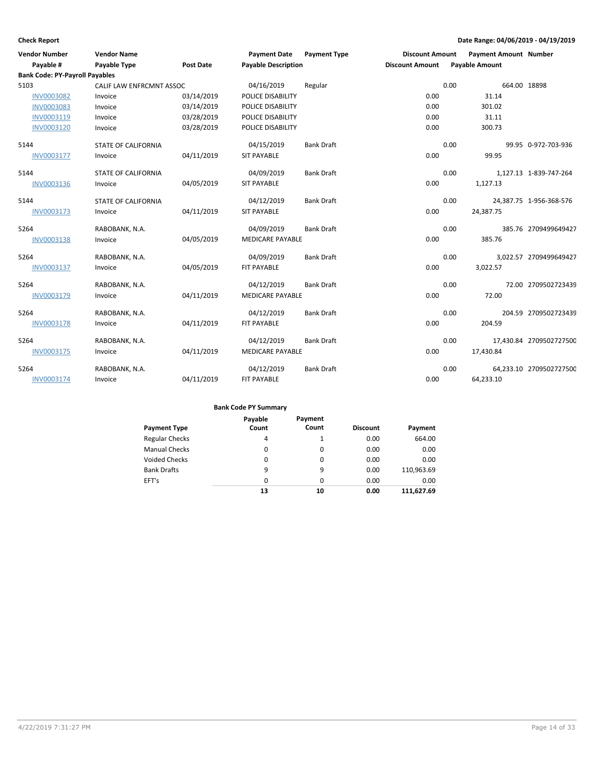**Check Report**

**Date Range: 04/06/2019 - 04/19/2019**

| Vendor Number | Vendor Name | | Payment Date | Payment Type | Discount Amount | Payment Amount | Number |
|---|---|---|---|---|---|---|---|
| Payable # | Payable Type | Post Date | Payable Description | | Discount Amount | Payable Amount | |
| **Bank Code: PY-Payroll Payables** | | | | | | | |
| 5103 | CALIF LAW ENFRCMNT ASSOC | | 04/16/2019 | Regular | 0.00 | 664.00 | 18898 |
| INV0003082 | Invoice | 03/14/2019 | POLICE DISABILITY | | 0.00 | 31.14 | |
| INV0003083 | Invoice | 03/14/2019 | POLICE DISABILITY | | 0.00 | 301.02 | |
| INV0003119 | Invoice | 03/28/2019 | POLICE DISABILITY | | 0.00 | 31.11 | |
| INV0003120 | Invoice | 03/28/2019 | POLICE DISABILITY | | 0.00 | 300.73 | |
| 5144 | STATE OF CALIFORNIA | | 04/15/2019 | Bank Draft | 0.00 | 99.95 | 0-972-703-936 |
| INV0003177 | Invoice | 04/11/2019 | SIT PAYABLE | | 0.00 | 99.95 | |
| 5144 | STATE OF CALIFORNIA | | 04/09/2019 | Bank Draft | 0.00 | 1,127.13 | 1-839-747-264 |
| INV0003136 | Invoice | 04/05/2019 | SIT PAYABLE | | 0.00 | 1,127.13 | |
| 5144 | STATE OF CALIFORNIA | | 04/12/2019 | Bank Draft | 0.00 | 24,387.75 | 1-956-368-576 |
| INV0003173 | Invoice | 04/11/2019 | SIT PAYABLE | | 0.00 | 24,387.75 | |
| 5264 | RABOBANK, N.A. | | 04/09/2019 | Bank Draft | 0.00 | 385.76 | 2709499649427 |
| INV0003138 | Invoice | 04/05/2019 | MEDICARE PAYABLE | | 0.00 | 385.76 | |
| 5264 | RABOBANK, N.A. | | 04/09/2019 | Bank Draft | 0.00 | 3,022.57 | 2709499649427 |
| INV0003137 | Invoice | 04/05/2019 | FIT PAYABLE | | 0.00 | 3,022.57 | |
| 5264 | RABOBANK, N.A. | | 04/12/2019 | Bank Draft | 0.00 | 72.00 | 2709502723439 |
| INV0003179 | Invoice | 04/11/2019 | MEDICARE PAYABLE | | 0.00 | 72.00 | |
| 5264 | RABOBANK, N.A. | | 04/12/2019 | Bank Draft | 0.00 | 204.59 | 2709502723439 |
| INV0003178 | Invoice | 04/11/2019 | FIT PAYABLE | | 0.00 | 204.59 | |
| 5264 | RABOBANK, N.A. | | 04/12/2019 | Bank Draft | 0.00 | 17,430.84 | 2709502727500 |
| INV0003175 | Invoice | 04/11/2019 | MEDICARE PAYABLE | | 0.00 | 17,430.84 | |
| 5264 | RABOBANK, N.A. | | 04/12/2019 | Bank Draft | 0.00 | 64,233.10 | 2709502727500 |
| INV0003174 | Invoice | 04/11/2019 | FIT PAYABLE | | 0.00 | 64,233.10 | |

**Bank Code PY Summary**

| Payment Type | Payable Count | Payment Count | Discount | Payment |
|---|---|---|---|---|
| Regular Checks | 4 | 1 | 0.00 | 664.00 |
| Manual Checks | 0 | 0 | 0.00 | 0.00 |
| Voided Checks | 0 | 0 | 0.00 | 0.00 |
| Bank Drafts | 9 | 9 | 0.00 | 110,963.69 |
| EFT's | 0 | 0 | 0.00 | 0.00 |
| | **13** | **10** | **0.00** | **111,627.69** |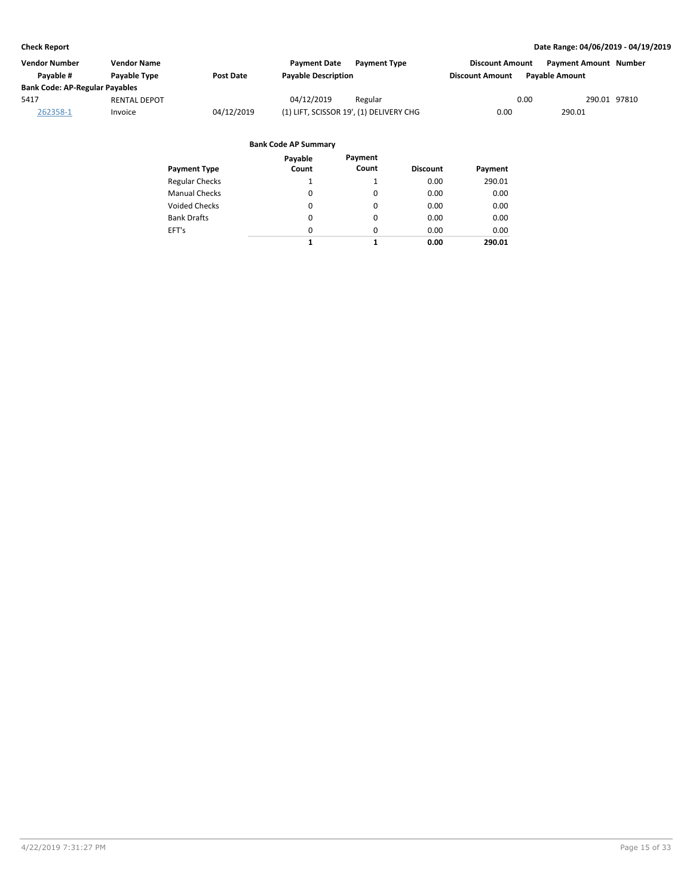**Check Report** — Date Range: 04/06/2019 - 04/19/2019

| Vendor Number | Vendor Name | | Payment Date | Payment Type | Discount Amount | Payment Amount | Number |
|---|---|---|---|---|---|---|---|
| Payable # | Payable Type | Post Date | Payable Description | | Discount Amount | Payable Amount | |
| **Bank Code: AP-Regular Payables** | | | | | | | |
| 5417 | RENTAL DEPOT | | 04/12/2019 | Regular | 0.00 | 290.01 | 97810 |
| 262358-1 | Invoice | 04/12/2019 | (1) LIFT, SCISSOR 19', (1) DELIVERY CHG | | 0.00 | 290.01 | |

**Bank Code AP Summary**

| Payment Type | Payable Count | Payment Count | Discount | Payment |
|---|---|---|---|---|
| Regular Checks | 1 | 1 | 0.00 | 290.01 |
| Manual Checks | 0 | 0 | 0.00 | 0.00 |
| Voided Checks | 0 | 0 | 0.00 | 0.00 |
| Bank Drafts | 0 | 0 | 0.00 | 0.00 |
| EFT's | 0 | 0 | 0.00 | 0.00 |
| | **1** | **1** | **0.00** | **290.01** |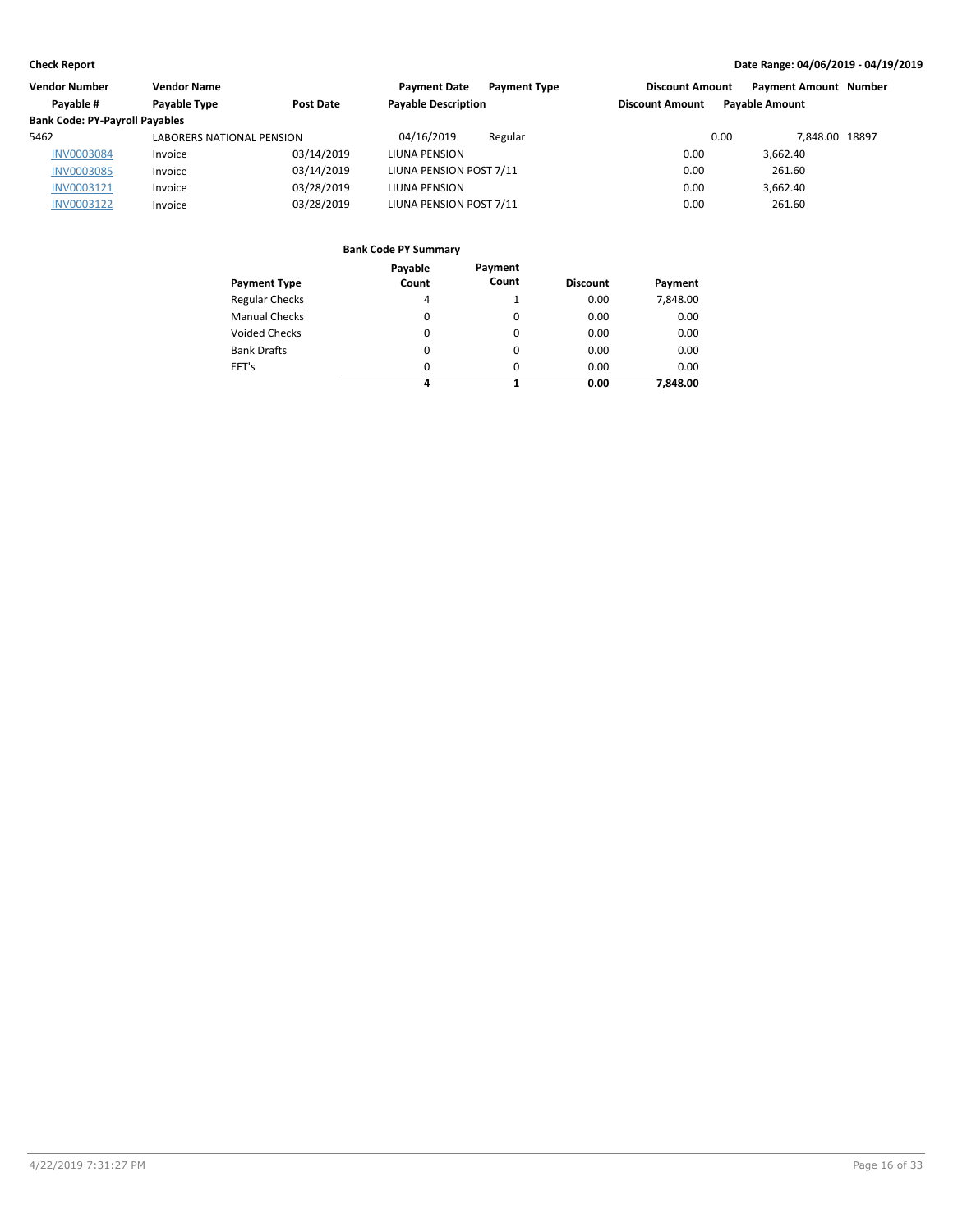**Check Report** | **Date Range: 04/06/2019 - 04/19/2019**

| Vendor Number | Vendor Name | | Payment Date | Payment Type | Discount Amount | Payment Amount | Number |
|---|---|---|---|---|---|---|---|
| Payable # | Payable Type | Post Date | Payable Description | | Discount Amount | Payable Amount | |
| **Bank Code: PY-Payroll Payables** | | | | | | | |
| 5462 | LABORERS NATIONAL PENSION | | 04/16/2019 | Regular | 0.00 | 7,848.00 | 18897 |
| INV0003084 | Invoice | 03/14/2019 | LIUNA PENSION | | 0.00 | 3,662.40 | |
| INV0003085 | Invoice | 03/14/2019 | LIUNA PENSION POST 7/11 | | 0.00 | 261.60 | |
| INV0003121 | Invoice | 03/28/2019 | LIUNA PENSION | | 0.00 | 3,662.40 | |
| INV0003122 | Invoice | 03/28/2019 | LIUNA PENSION POST 7/11 | | 0.00 | 261.60 | |

**Bank Code PY Summary**

| Payment Type | Payable Count | Payment Count | Discount | Payment |
|---|---|---|---|---|
| Regular Checks | 4 | 1 | 0.00 | 7,848.00 |
| Manual Checks | 0 | 0 | 0.00 | 0.00 |
| Voided Checks | 0 | 0 | 0.00 | 0.00 |
| Bank Drafts | 0 | 0 | 0.00 | 0.00 |
| EFT's | 0 | 0 | 0.00 | 0.00 |
| | **4** | **1** | **0.00** | **7,848.00** |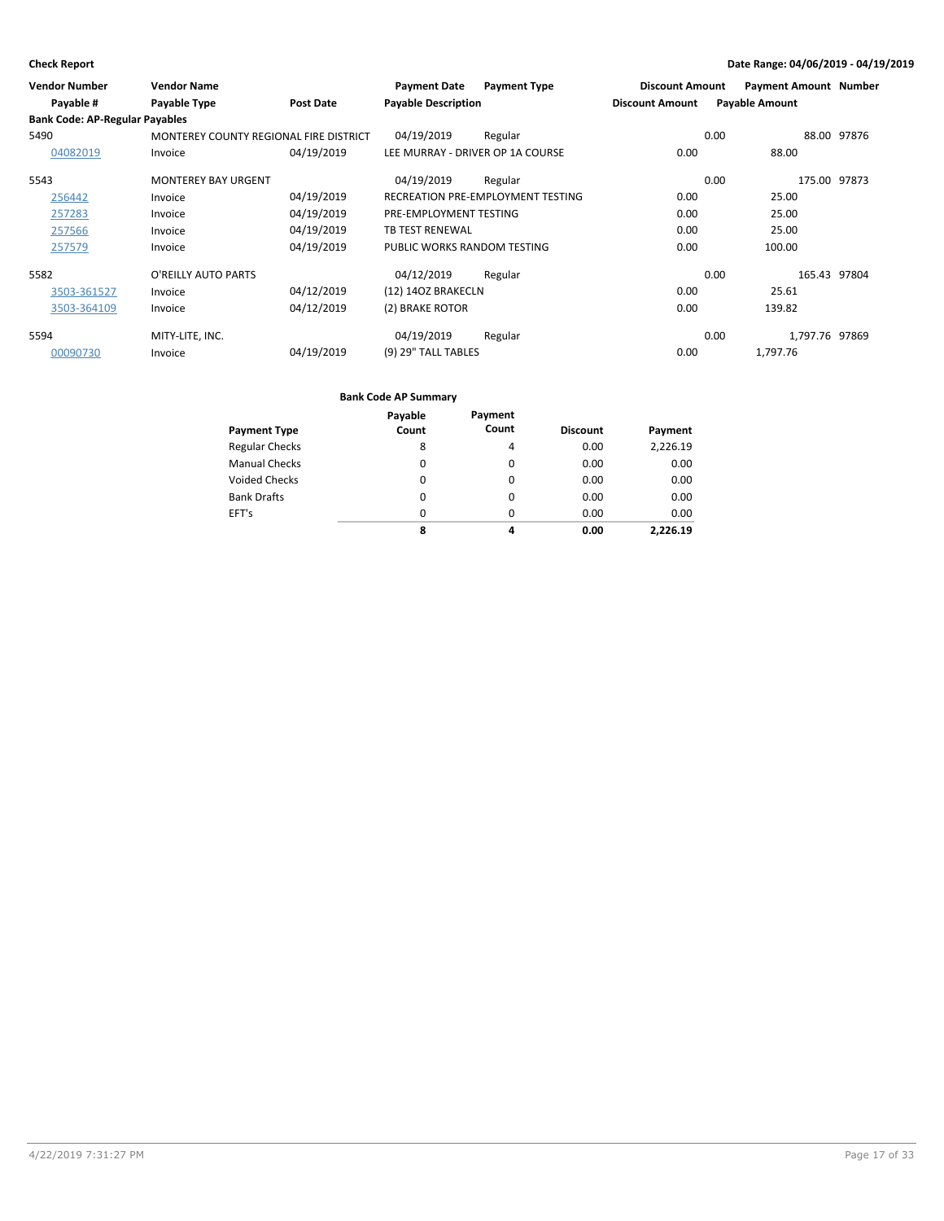**Check Report** **Date Range: 04/06/2019 - 04/19/2019**

| Vendor Number | Vendor Name | | Payment Date | Payment Type | Discount Amount | Payment Amount | Number |
|---|---|---|---|---|---|---|---|
| Payable # | Payable Type | Post Date | Payable Description | | Discount Amount | Payable Amount | |
| **Bank Code: AP-Regular Payables** | | | | | | | |
| 5490 | MONTEREY COUNTY REGIONAL FIRE DISTRICT | | 04/19/2019 | Regular | 0.00 | 88.00 | 97876 |
| 04082019 | Invoice | 04/19/2019 | LEE MURRAY - DRIVER OP 1A COURSE | | 0.00 | 88.00 | |
| 5543 | MONTEREY BAY URGENT | | 04/19/2019 | Regular | 0.00 | 175.00 | 97873 |
| 256442 | Invoice | 04/19/2019 | RECREATION PRE-EMPLOYMENT TESTING | | 0.00 | 25.00 | |
| 257283 | Invoice | 04/19/2019 | PRE-EMPLOYMENT TESTING | | 0.00 | 25.00 | |
| 257566 | Invoice | 04/19/2019 | TB TEST RENEWAL | | 0.00 | 25.00 | |
| 257579 | Invoice | 04/19/2019 | PUBLIC WORKS RANDOM TESTING | | 0.00 | 100.00 | |
| 5582 | O'REILLY AUTO PARTS | | 04/12/2019 | Regular | 0.00 | 165.43 | 97804 |
| 3503-361527 | Invoice | 04/12/2019 | (12) 14OZ BRAKECLN | | 0.00 | 25.61 | |
| 3503-364109 | Invoice | 04/12/2019 | (2) BRAKE ROTOR | | 0.00 | 139.82 | |
| 5594 | MITY-LITE, INC. | | 04/19/2019 | Regular | 0.00 | 1,797.76 | 97869 |
| 00090730 | Invoice | 04/19/2019 | (9) 29" TALL TABLES | | 0.00 | 1,797.76 | |

**Bank Code AP Summary**

| Payment Type | Payable Count | Payment Count | Discount | Payment |
|---|---|---|---|---|
| Regular Checks | 8 | 4 | 0.00 | 2,226.19 |
| Manual Checks | 0 | 0 | 0.00 | 0.00 |
| Voided Checks | 0 | 0 | 0.00 | 0.00 |
| Bank Drafts | 0 | 0 | 0.00 | 0.00 |
| EFT's | 0 | 0 | 0.00 | 0.00 |
| | **8** | **4** | **0.00** | **2,226.19** |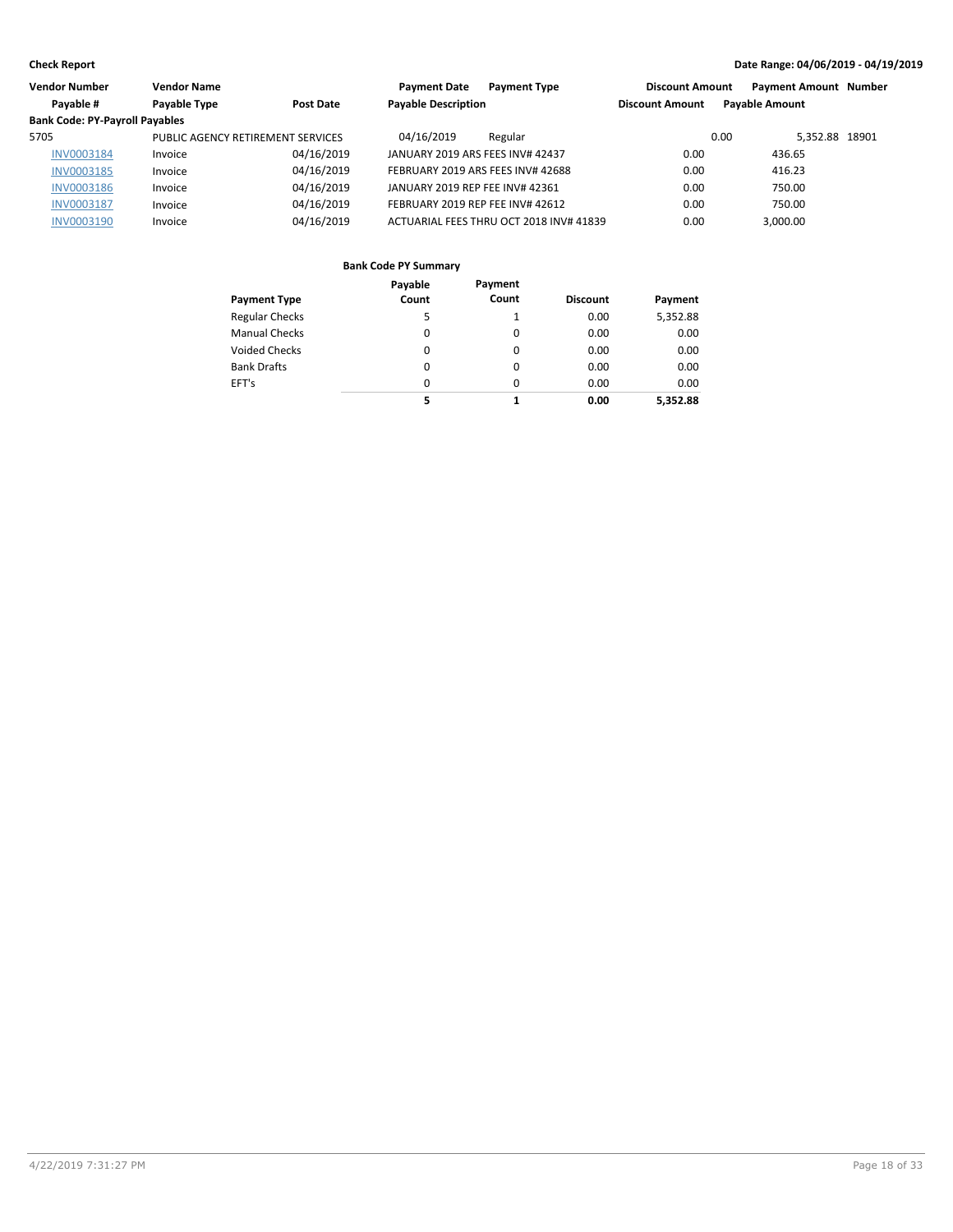**Check Report** **Date Range: 04/06/2019 - 04/19/2019**

| Vendor Number | Vendor Name | | Payment Date | Payment Type | Discount Amount | Payment Amount | Number |
|---|---|---|---|---|---|---|---|
| Payable # | Payable Type | Post Date | Payable Description | | Discount Amount | Payable Amount | |
| **Bank Code: PY-Payroll Payables** | | | | | | | |
| 5705 | PUBLIC AGENCY RETIREMENT SERVICES | | 04/16/2019 | Regular | 0.00 | 5,352.88 | 18901 |
| INV0003184 | Invoice | 04/16/2019 | JANUARY 2019 ARS FEES INV# 42437 | | 0.00 | 436.65 | |
| INV0003185 | Invoice | 04/16/2019 | FEBRUARY 2019 ARS FEES INV# 42688 | | 0.00 | 416.23 | |
| INV0003186 | Invoice | 04/16/2019 | JANUARY 2019 REP FEE INV# 42361 | | 0.00 | 750.00 | |
| INV0003187 | Invoice | 04/16/2019 | FEBRUARY 2019 REP FEE INV# 42612 | | 0.00 | 750.00 | |
| INV0003190 | Invoice | 04/16/2019 | ACTUARIAL FEES THRU OCT 2018 INV# 41839 | | 0.00 | 3,000.00 | |

**Bank Code PY Summary**

| Payment Type | Payable Count | Payment Count | Discount | Payment |
|---|---|---|---|---|
| Regular Checks | 5 | 1 | 0.00 | 5,352.88 |
| Manual Checks | 0 | 0 | 0.00 | 0.00 |
| Voided Checks | 0 | 0 | 0.00 | 0.00 |
| Bank Drafts | 0 | 0 | 0.00 | 0.00 |
| EFT's | 0 | 0 | 0.00 | 0.00 |
| | **5** | **1** | **0.00** | **5,352.88** |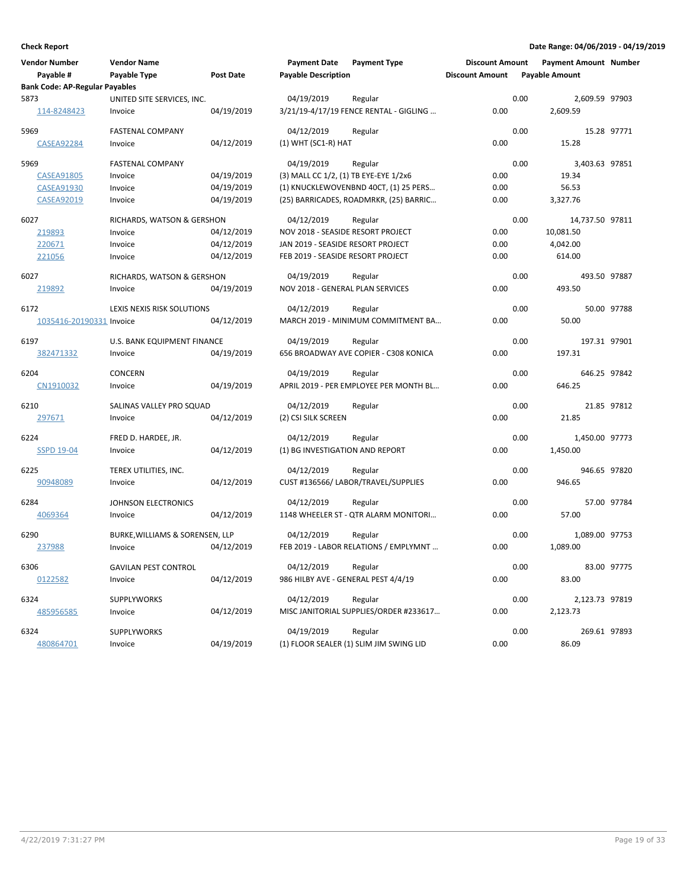**Check Report**

**Date Range: 04/06/2019 - 04/19/2019**

| Vendor Number | Vendor Name | | Payment Date | Payment Type | Discount Amount | Payment Amount | Number |
|---|---|---|---|---|---|---|---|
| Payable # | Payable Type | Post Date | Payable Description | | Discount Amount | Payable Amount | |
| **Bank Code: AP-Regular Payables** | | | | | | | |
| 5873 | UNITED SITE SERVICES, INC. | | 04/19/2019 | Regular | 0.00 | 2,609.59 | 97903 |
| 114-8248423 | Invoice | 04/19/2019 | 3/21/19-4/17/19 FENCE RENTAL - GIGLING ... | | 0.00 | 2,609.59 | |
| 5969 | FASTENAL COMPANY | | 04/12/2019 | Regular | 0.00 | 15.28 | 97771 |
| CASEA92284 | Invoice | 04/12/2019 | (1) WHT (SC1-R) HAT | | 0.00 | 15.28 | |
| 5969 | FASTENAL COMPANY | | 04/19/2019 | Regular | 0.00 | 3,403.63 | 97851 |
| CASEA91805 | Invoice | 04/19/2019 | (3) MALL CC 1/2, (1) TB EYE-EYE 1/2x6 | | 0.00 | 19.34 | |
| CASEA91930 | Invoice | 04/19/2019 | (1) KNUCKLEWOVENBND 40CT, (1) 25 PERS... | | 0.00 | 56.53 | |
| CASEA92019 | Invoice | 04/19/2019 | (25) BARRICADES, ROADMRKR, (25) BARRIC... | | 0.00 | 3,327.76 | |
| 6027 | RICHARDS, WATSON & GERSHON | | 04/12/2019 | Regular | 0.00 | 14,737.50 | 97811 |
| 219893 | Invoice | 04/12/2019 | NOV 2018 - SEASIDE RESORT PROJECT | | 0.00 | 10,081.50 | |
| 220671 | Invoice | 04/12/2019 | JAN 2019 - SEASIDE RESORT PROJECT | | 0.00 | 4,042.00 | |
| 221056 | Invoice | 04/12/2019 | FEB 2019 - SEASIDE RESORT PROJECT | | 0.00 | 614.00 | |
| 6027 | RICHARDS, WATSON & GERSHON | | 04/19/2019 | Regular | 0.00 | 493.50 | 97887 |
| 219892 | Invoice | 04/19/2019 | NOV 2018 - GENERAL PLAN SERVICES | | 0.00 | 493.50 | |
| 6172 | LEXIS NEXIS RISK SOLUTIONS | | 04/12/2019 | Regular | 0.00 | 50.00 | 97788 |
| 1035416-20190331 | Invoice | 04/12/2019 | MARCH 2019 - MINIMUM COMMITMENT BA... | | 0.00 | 50.00 | |
| 6197 | U.S. BANK EQUIPMENT FINANCE | | 04/19/2019 | Regular | 0.00 | 197.31 | 97901 |
| 382471332 | Invoice | 04/19/2019 | 656 BROADWAY AVE COPIER - C308 KONICA | | 0.00 | 197.31 | |
| 6204 | CONCERN | | 04/19/2019 | Regular | 0.00 | 646.25 | 97842 |
| CN1910032 | Invoice | 04/19/2019 | APRIL 2019 - PER EMPLOYEE PER MONTH BL... | | 0.00 | 646.25 | |
| 6210 | SALINAS VALLEY PRO SQUAD | | 04/12/2019 | Regular | 0.00 | 21.85 | 97812 |
| 297671 | Invoice | 04/12/2019 | (2) CSI SILK SCREEN | | 0.00 | 21.85 | |
| 6224 | FRED D. HARDEE, JR. | | 04/12/2019 | Regular | 0.00 | 1,450.00 | 97773 |
| SSPD 19-04 | Invoice | 04/12/2019 | (1) BG INVESTIGATION AND REPORT | | 0.00 | 1,450.00 | |
| 6225 | TEREX UTILITIES, INC. | | 04/12/2019 | Regular | 0.00 | 946.65 | 97820 |
| 90948089 | Invoice | 04/12/2019 | CUST #136566/ LABOR/TRAVEL/SUPPLIES | | 0.00 | 946.65 | |
| 6284 | JOHNSON ELECTRONICS | | 04/12/2019 | Regular | 0.00 | 57.00 | 97784 |
| 4069364 | Invoice | 04/12/2019 | 1148 WHEELER ST - QTR ALARM MONITORI... | | 0.00 | 57.00 | |
| 6290 | BURKE,WILLIAMS & SORENSEN, LLP | | 04/12/2019 | Regular | 0.00 | 1,089.00 | 97753 |
| 237988 | Invoice | 04/12/2019 | FEB 2019 - LABOR RELATIONS / EMPLYMNT ... | | 0.00 | 1,089.00 | |
| 6306 | GAVILAN PEST CONTROL | | 04/12/2019 | Regular | 0.00 | 83.00 | 97775 |
| 0122582 | Invoice | 04/12/2019 | 986 HILBY AVE - GENERAL PEST 4/4/19 | | 0.00 | 83.00 | |
| 6324 | SUPPLYWORKS | | 04/12/2019 | Regular | 0.00 | 2,123.73 | 97819 |
| 485956585 | Invoice | 04/12/2019 | MISC JANITORIAL SUPPLIES/ORDER #233617... | | 0.00 | 2,123.73 | |
| 6324 | SUPPLYWORKS | | 04/19/2019 | Regular | 0.00 | 269.61 | 97893 |
| 480864701 | Invoice | 04/19/2019 | (1) FLOOR SEALER (1) SLIM JIM SWING LID | | 0.00 | 86.09 | |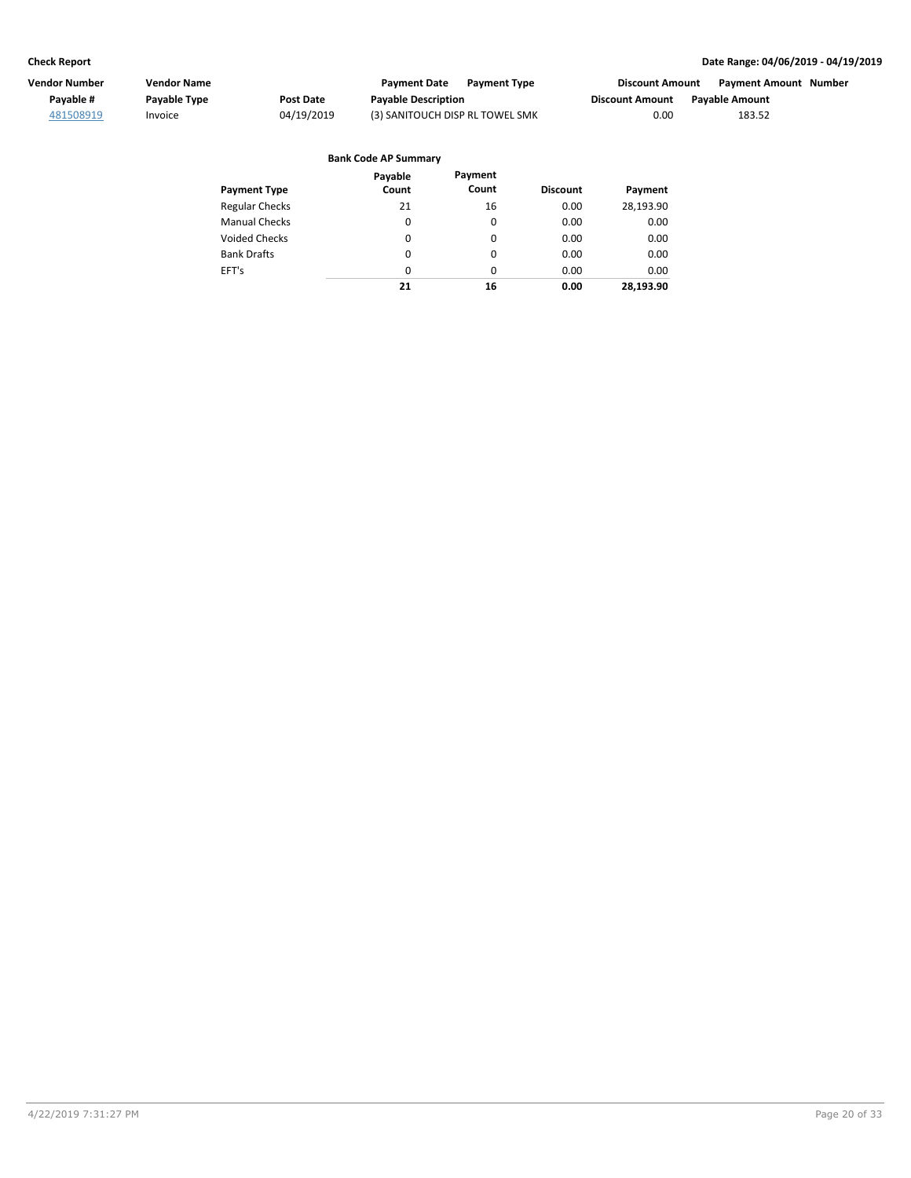| Vendor Number | Vendor Name | | Payment Date | Payment Type | Discount Amount | Payment Amount | Number |
|---|---|---|---|---|---|---|---|
| Payable # | Payable Type | Post Date | Payable Description | | Discount Amount | Payable Amount | |
| 481508919 | Invoice | 04/19/2019 | (3) SANITOUCH DISP RL TOWEL SMK | | 0.00 | 183.52 | |

**Bank Code AP Summary**

| Payment Type | Payable Count | Payment Count | Discount | Payment |
|---|---|---|---|---|
| Regular Checks | 21 | 16 | 0.00 | 28,193.90 |
| Manual Checks | 0 | 0 | 0.00 | 0.00 |
| Voided Checks | 0 | 0 | 0.00 | 0.00 |
| Bank Drafts | 0 | 0 | 0.00 | 0.00 |
| EFT's | 0 | 0 | 0.00 | 0.00 |
| | **21** | **16** | **0.00** | **28,193.90** |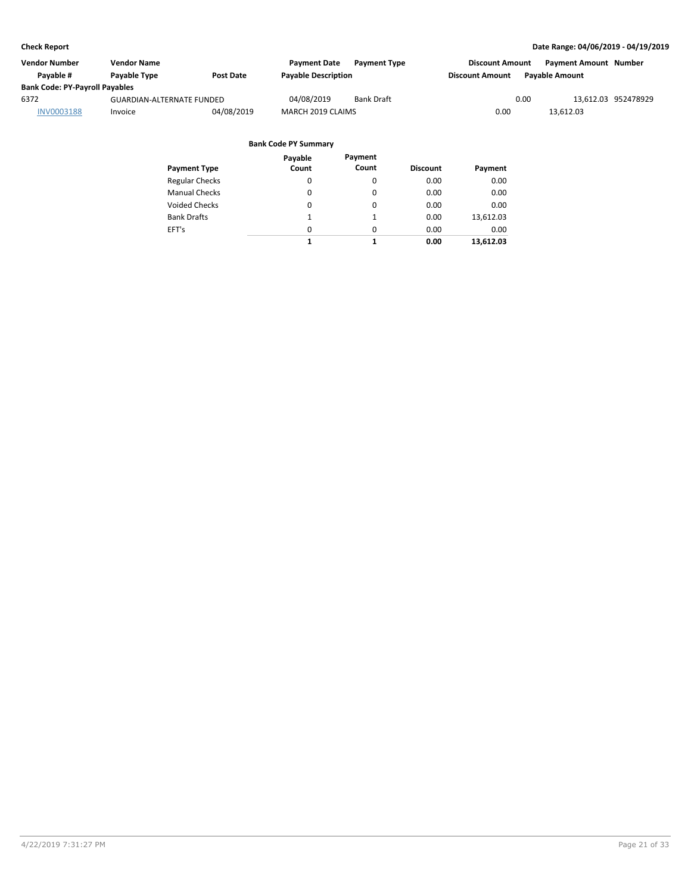**Check Report**

**Date Range: 04/06/2019 - 04/19/2019**

| Vendor Number | Vendor Name | | Payment Date | Payment Type | Discount Amount | Payment Amount | Number |
|---|---|---|---|---|---|---|---|
| Payable # | Payable Type | Post Date | Payable Description | | Discount Amount | Payable Amount | |
| **Bank Code: PY-Payroll Payables** | | | | | | | |
| 6372 | GUARDIAN-ALTERNATE FUNDED | | 04/08/2019 | Bank Draft | 0.00 | 13,612.03 | 952478929 |
| INV0003188 | Invoice | 04/08/2019 | MARCH 2019 CLAIMS | | 0.00 | 13,612.03 | |

**Bank Code PY Summary**

| Payment Type | Payable Count | Payment Count | Discount | Payment |
|---|---|---|---|---|
| Regular Checks | 0 | 0 | 0.00 | 0.00 |
| Manual Checks | 0 | 0 | 0.00 | 0.00 |
| Voided Checks | 0 | 0 | 0.00 | 0.00 |
| Bank Drafts | 1 | 1 | 0.00 | 13,612.03 |
| EFT's | 0 | 0 | 0.00 | 0.00 |
| | **1** | **1** | **0.00** | **13,612.03** |

4/22/2019 7:31:27 PM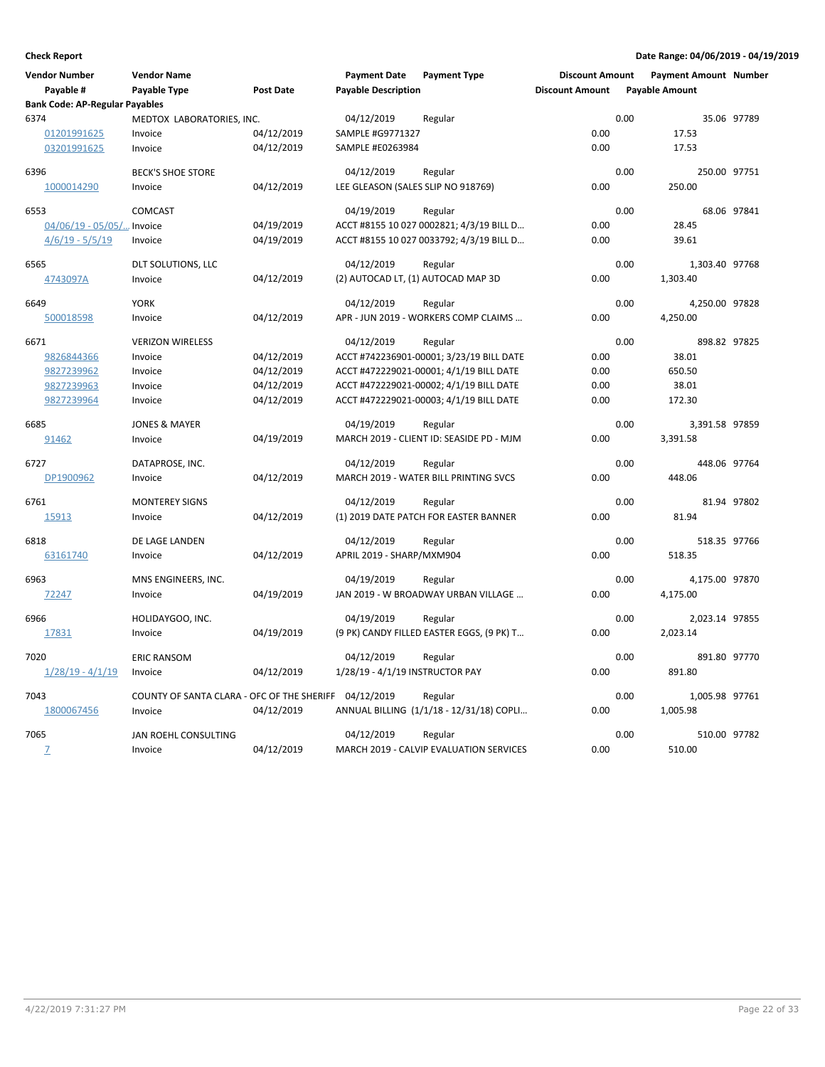**Check Report**

**Date Range: 04/06/2019 - 04/19/2019**

| Vendor Number | Vendor Name | | Payment Date | Payment Type | Discount Amount | Payment Amount | Number |
|---|---|---|---|---|---|---|---|
| Payable # | Payable Type | Post Date | Payable Description | | Discount Amount | Payable Amount | |
| **Bank Code: AP-Regular Payables** | | | | | | | |
| 6374 | MEDTOX LABORATORIES, INC. | | 04/12/2019 | Regular | 0.00 | 35.06 | 97789 |
| 01201991625 | Invoice | 04/12/2019 | SAMPLE #G9771327 | | 0.00 | 17.53 | |
| 03201991625 | Invoice | 04/12/2019 | SAMPLE #E0263984 | | 0.00 | 17.53 | |
| 6396 | BECK'S SHOE STORE | | 04/12/2019 | Regular | 0.00 | 250.00 | 97751 |
| 1000014290 | Invoice | 04/12/2019 | LEE GLEASON (SALES SLIP NO 918769) | | 0.00 | 250.00 | |
| 6553 | COMCAST | | 04/19/2019 | Regular | 0.00 | 68.06 | 97841 |
| 04/06/19 - 05/05/... | Invoice | 04/19/2019 | ACCT #8155 10 027 0002821; 4/3/19 BILL D... | | 0.00 | 28.45 | |
| 4/6/19 - 5/5/19 | Invoice | 04/19/2019 | ACCT #8155 10 027 0033792; 4/3/19 BILL D... | | 0.00 | 39.61 | |
| 6565 | DLT SOLUTIONS, LLC | | 04/12/2019 | Regular | 0.00 | 1,303.40 | 97768 |
| 4743097A | Invoice | 04/12/2019 | (2) AUTOCAD LT, (1) AUTOCAD MAP 3D | | 0.00 | 1,303.40 | |
| 6649 | YORK | | 04/12/2019 | Regular | 0.00 | 4,250.00 | 97828 |
| 500018598 | Invoice | 04/12/2019 | APR - JUN 2019 - WORKERS COMP CLAIMS ... | | 0.00 | 4,250.00 | |
| 6671 | VERIZON WIRELESS | | 04/12/2019 | Regular | 0.00 | 898.82 | 97825 |
| 9826844366 | Invoice | 04/12/2019 | ACCT #742236901-00001; 3/23/19 BILL DATE | | 0.00 | 38.01 | |
| 9827239962 | Invoice | 04/12/2019 | ACCT #472229021-00001; 4/1/19 BILL DATE | | 0.00 | 650.50 | |
| 9827239963 | Invoice | 04/12/2019 | ACCT #472229021-00002; 4/1/19 BILL DATE | | 0.00 | 38.01 | |
| 9827239964 | Invoice | 04/12/2019 | ACCT #472229021-00003; 4/1/19 BILL DATE | | 0.00 | 172.30 | |
| 6685 | JONES & MAYER | | 04/19/2019 | Regular | 0.00 | 3,391.58 | 97859 |
| 91462 | Invoice | 04/19/2019 | MARCH 2019 - CLIENT ID: SEASIDE PD - MJM | | 0.00 | 3,391.58 | |
| 6727 | DATAPROSE, INC. | | 04/12/2019 | Regular | 0.00 | 448.06 | 97764 |
| DP1900962 | Invoice | 04/12/2019 | MARCH 2019 - WATER BILL PRINTING SVCS | | 0.00 | 448.06 | |
| 6761 | MONTEREY SIGNS | | 04/12/2019 | Regular | 0.00 | 81.94 | 97802 |
| 15913 | Invoice | 04/12/2019 | (1) 2019 DATE PATCH FOR EASTER BANNER | | 0.00 | 81.94 | |
| 6818 | DE LAGE LANDEN | | 04/12/2019 | Regular | 0.00 | 518.35 | 97766 |
| 63161740 | Invoice | 04/12/2019 | APRIL 2019 - SHARP/MXM904 | | 0.00 | 518.35 | |
| 6963 | MNS ENGINEERS, INC. | | 04/19/2019 | Regular | 0.00 | 4,175.00 | 97870 |
| 72247 | Invoice | 04/19/2019 | JAN 2019 - W BROADWAY URBAN VILLAGE ... | | 0.00 | 4,175.00 | |
| 6966 | HOLIDAYGOO, INC. | | 04/19/2019 | Regular | 0.00 | 2,023.14 | 97855 |
| 17831 | Invoice | 04/19/2019 | (9 PK) CANDY FILLED EASTER EGGS, (9 PK) T... | | 0.00 | 2,023.14 | |
| 7020 | ERIC RANSOM | | 04/12/2019 | Regular | 0.00 | 891.80 | 97770 |
| 1/28/19 - 4/1/19 | Invoice | 04/12/2019 | 1/28/19 - 4/1/19 INSTRUCTOR PAY | | 0.00 | 891.80 | |
| 7043 | COUNTY OF SANTA CLARA - OFC OF THE SHERIFF | | 04/12/2019 | Regular | 0.00 | 1,005.98 | 97761 |
| 1800067456 | Invoice | 04/12/2019 | ANNUAL BILLING (1/1/18 - 12/31/18) COPLI... | | 0.00 | 1,005.98 | |
| 7065 | JAN ROEHL CONSULTING | | 04/12/2019 | Regular | 0.00 | 510.00 | 97782 |
| 7 | Invoice | 04/12/2019 | MARCH 2019 - CALVIP EVALUATION SERVICES | | 0.00 | 510.00 | |

4/22/2019 7:31:27 PM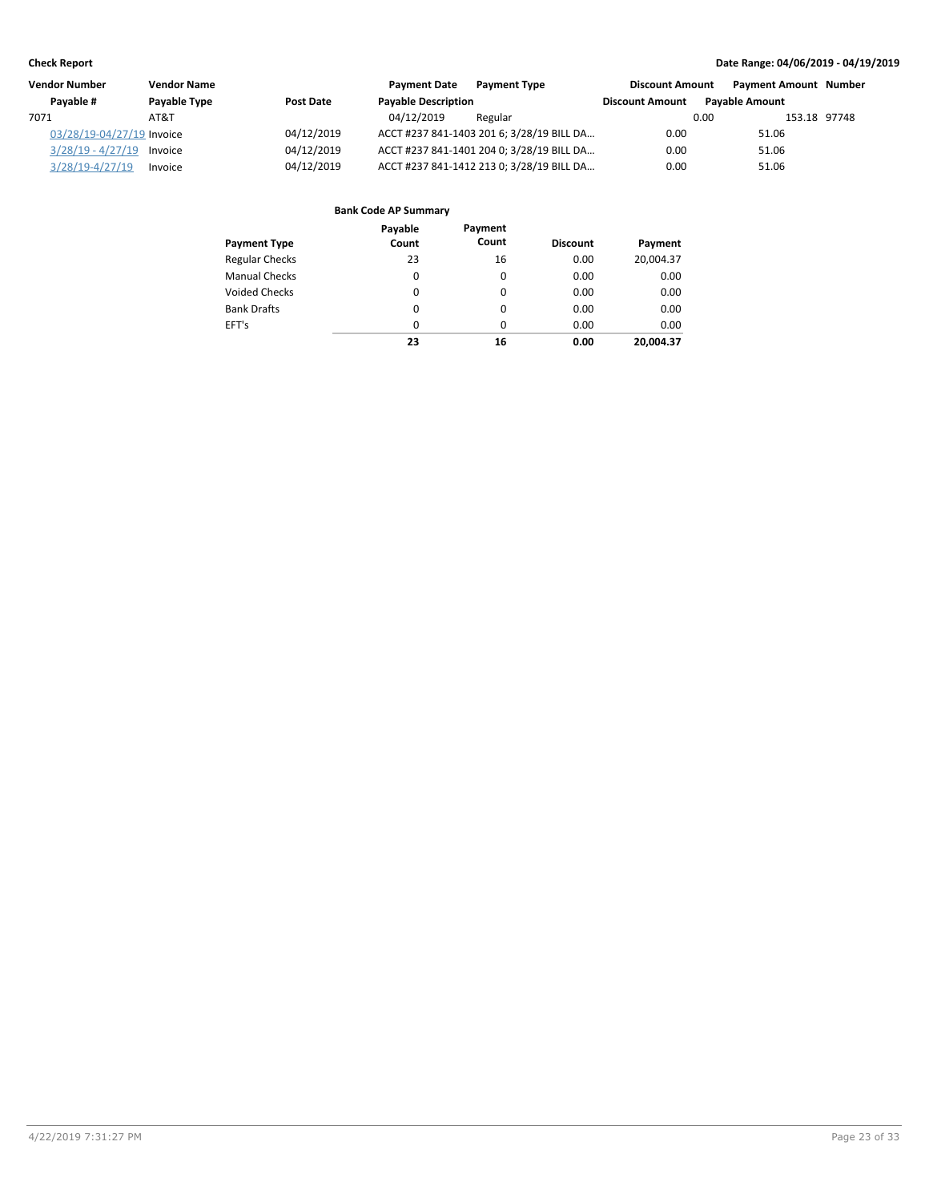**Check Report**

**Date Range: 04/06/2019 - 04/19/2019**

| Vendor Number | Vendor Name | | Payment Date | Payment Type | Discount Amount | Payment Amount | Number |
|---|---|---|---|---|---|---|---|
| Payable # | Payable Type | Post Date | Payable Description | | Discount Amount | Payable Amount | |
| 7071 | AT&T | | 04/12/2019 | Regular | 0.00 | 153.18 | 97748 |
| 03/28/19-04/27/19 | Invoice | 04/12/2019 | ACCT #237 841-1403 201 6; 3/28/19 BILL DA... | | 0.00 | 51.06 | |
| 3/28/19 - 4/27/19 | Invoice | 04/12/2019 | ACCT #237 841-1401 204 0; 3/28/19 BILL DA... | | 0.00 | 51.06 | |
| 3/28/19-4/27/19 | Invoice | 04/12/2019 | ACCT #237 841-1412 213 0; 3/28/19 BILL DA... | | 0.00 | 51.06 | |

**Bank Code AP Summary**

| Payment Type | Payable Count | Payment Count | Discount | Payment |
|---|---|---|---|---|
| Regular Checks | 23 | 16 | 0.00 | 20,004.37 |
| Manual Checks | 0 | 0 | 0.00 | 0.00 |
| Voided Checks | 0 | 0 | 0.00 | 0.00 |
| Bank Drafts | 0 | 0 | 0.00 | 0.00 |
| EFT's | 0 | 0 | 0.00 | 0.00 |
| | **23** | **16** | **0.00** | **20,004.37** |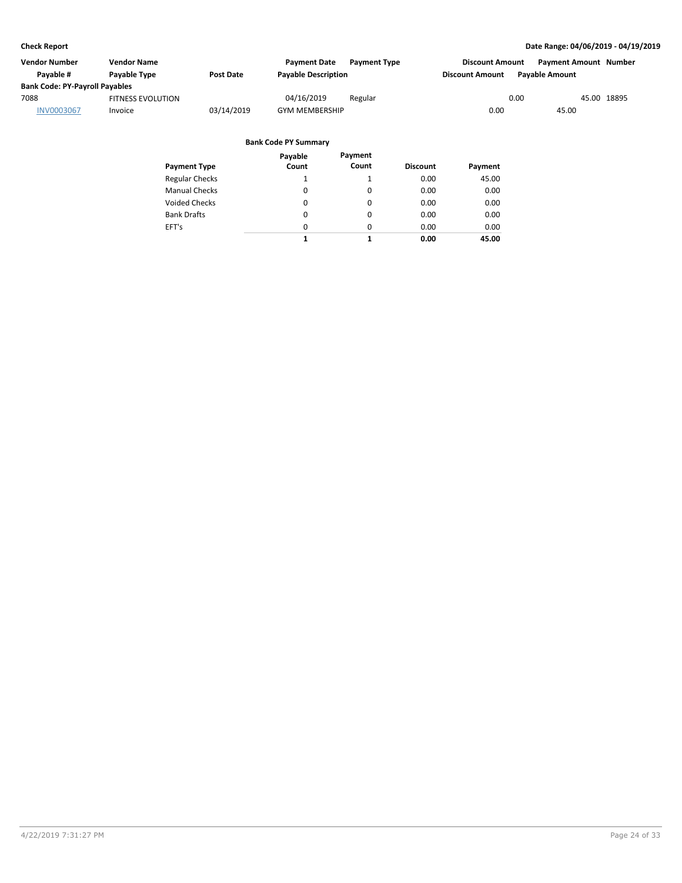**Check Report** **Date Range: 04/06/2019 - 04/19/2019**

| Vendor Number | Vendor Name | | Payment Date | Payment Type | Discount Amount | Payment Amount | Number |
|---|---|---|---|---|---|---|---|
| Payable # | Payable Type | Post Date | Payable Description | | Discount Amount | Payable Amount | |
| **Bank Code: PY-Payroll Payables** | | | | | | | |
| 7088 | FITNESS EVOLUTION | | 04/16/2019 | Regular | 0.00 | 45.00 | 18895 |
| INV0003067 | Invoice | 03/14/2019 | GYM MEMBERSHIP | | 0.00 | 45.00 | |

**Bank Code PY Summary**

| Payment Type | Payable Count | Payment Count | Discount | Payment |
|---|---|---|---|---|
| Regular Checks | 1 | 1 | 0.00 | 45.00 |
| Manual Checks | 0 | 0 | 0.00 | 0.00 |
| Voided Checks | 0 | 0 | 0.00 | 0.00 |
| Bank Drafts | 0 | 0 | 0.00 | 0.00 |
| EFT's | 0 | 0 | 0.00 | 0.00 |
| | **1** | **1** | **0.00** | **45.00** |

4/22/2019 7:31:27 PM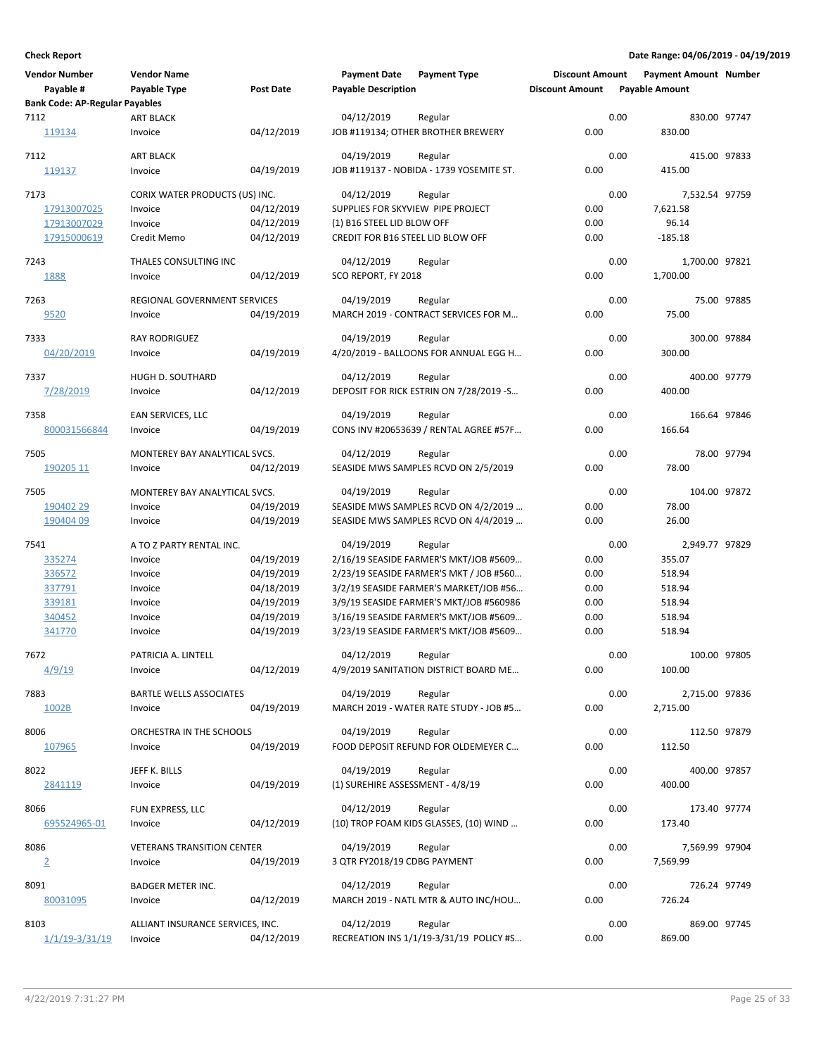**Check Report**

**Date Range: 04/06/2019 - 04/19/2019**

| Vendor Number<br>Payable # | Vendor Name<br>Payable Type | Post Date | Payment Date<br>Payable Description | Payment Type | Discount Amount<br>Discount Amount | Payment Amount<br>Payable Amount | Number |
|---|---|---|---|---|---|---|---|
| **Bank Code: AP-Regular Payables** | | | | | | | |
| 7112 | ART BLACK | | 04/12/2019 | Regular | 0.00 | 830.00 | 97747 |
| 119134 | Invoice | 04/12/2019 | JOB #119134; OTHER BROTHER BREWERY | | 0.00 | 830.00 | |
| 7112 | ART BLACK | | 04/19/2019 | Regular | 0.00 | 415.00 | 97833 |
| 119137 | Invoice | 04/19/2019 | JOB #119137 - NOBIDA - 1739 YOSEMITE ST. | | 0.00 | 415.00 | |
| 7173 | CORIX WATER PRODUCTS (US) INC. | | 04/12/2019 | Regular | 0.00 | 7,532.54 | 97759 |
| 17913007025 | Invoice | 04/12/2019 | SUPPLIES FOR SKYVIEW PIPE PROJECT | | 0.00 | 7,621.58 | |
| 17913007029 | Invoice | 04/12/2019 | (1) B16 STEEL LID BLOW OFF | | 0.00 | 96.14 | |
| 17915000619 | Credit Memo | 04/12/2019 | CREDIT FOR B16 STEEL LID BLOW OFF | | 0.00 | -185.18 | |
| 7243 | THALES CONSULTING INC | | 04/12/2019 | Regular | 0.00 | 1,700.00 | 97821 |
| 1888 | Invoice | 04/12/2019 | SCO REPORT, FY 2018 | | 0.00 | 1,700.00 | |
| 7263 | REGIONAL GOVERNMENT SERVICES | | 04/19/2019 | Regular | 0.00 | 75.00 | 97885 |
| 9520 | Invoice | 04/19/2019 | MARCH 2019 - CONTRACT SERVICES FOR M… | | 0.00 | 75.00 | |
| 7333 | RAY RODRIGUEZ | | 04/19/2019 | Regular | 0.00 | 300.00 | 97884 |
| 04/20/2019 | Invoice | 04/19/2019 | 4/20/2019 - BALLOONS FOR ANNUAL EGG H… | | 0.00 | 300.00 | |
| 7337 | HUGH D. SOUTHARD | | 04/12/2019 | Regular | 0.00 | 400.00 | 97779 |
| 7/28/2019 | Invoice | 04/12/2019 | DEPOSIT FOR RICK ESTRIN ON 7/28/2019 -S… | | 0.00 | 400.00 | |
| 7358 | EAN SERVICES, LLC | | 04/19/2019 | Regular | 0.00 | 166.64 | 97846 |
| 800031566844 | Invoice | 04/19/2019 | CONS INV #20653639 / RENTAL AGREE #57F… | | 0.00 | 166.64 | |
| 7505 | MONTEREY BAY ANALYTICAL SVCS. | | 04/12/2019 | Regular | 0.00 | 78.00 | 97794 |
| 190205 11 | Invoice | 04/12/2019 | SEASIDE MWS SAMPLES RCVD ON 2/5/2019 | | 0.00 | 78.00 | |
| 7505 | MONTEREY BAY ANALYTICAL SVCS. | | 04/19/2019 | Regular | 0.00 | 104.00 | 97872 |
| 190402 29 | Invoice | 04/19/2019 | SEASIDE MWS SAMPLES RCVD ON 4/2/2019 … | | 0.00 | 78.00 | |
| 190404 09 | Invoice | 04/19/2019 | SEASIDE MWS SAMPLES RCVD ON 4/4/2019 … | | 0.00 | 26.00 | |
| 7541 | A TO Z PARTY RENTAL INC. | | 04/19/2019 | Regular | 0.00 | 2,949.77 | 97829 |
| 335274 | Invoice | 04/19/2019 | 2/16/19 SEASIDE FARMER'S MKT/JOB #5609… | | 0.00 | 355.07 | |
| 336572 | Invoice | 04/19/2019 | 2/23/19 SEASIDE FARMER'S MKT / JOB #560… | | 0.00 | 518.94 | |
| 337791 | Invoice | 04/18/2019 | 3/2/19 SEASIDE FARMER'S MARKET/JOB #56… | | 0.00 | 518.94 | |
| 339181 | Invoice | 04/19/2019 | 3/9/19 SEASIDE FARMER'S MKT/JOB #560986 | | 0.00 | 518.94 | |
| 340452 | Invoice | 04/19/2019 | 3/16/19 SEASIDE FARMER'S MKT/JOB #5609… | | 0.00 | 518.94 | |
| 341770 | Invoice | 04/19/2019 | 3/23/19 SEASIDE FARMER'S MKT/JOB #5609… | | 0.00 | 518.94 | |
| 7672 | PATRICIA A. LINTELL | | 04/12/2019 | Regular | 0.00 | 100.00 | 97805 |
| 4/9/19 | Invoice | 04/12/2019 | 4/9/2019 SANITATION DISTRICT BOARD ME… | | 0.00 | 100.00 | |
| 7883 | BARTLE WELLS ASSOCIATES | | 04/19/2019 | Regular | 0.00 | 2,715.00 | 97836 |
| 1002B | Invoice | 04/19/2019 | MARCH 2019 - WATER RATE STUDY - JOB #5… | | 0.00 | 2,715.00 | |
| 8006 | ORCHESTRA IN THE SCHOOLS | | 04/19/2019 | Regular | 0.00 | 112.50 | 97879 |
| 107965 | Invoice | 04/19/2019 | FOOD DEPOSIT REFUND FOR OLDEMEYER C… | | 0.00 | 112.50 | |
| 8022 | JEFF K. BILLS | | 04/19/2019 | Regular | 0.00 | 400.00 | 97857 |
| 2841119 | Invoice | 04/19/2019 | (1) SUREHIRE ASSESSMENT - 4/8/19 | | 0.00 | 400.00 | |
| 8066 | FUN EXPRESS, LLC | | 04/12/2019 | Regular | 0.00 | 173.40 | 97774 |
| 695524965-01 | Invoice | 04/12/2019 | (10) TROP FOAM KIDS GLASSES, (10) WIND … | | 0.00 | 173.40 | |
| 8086 | VETERANS TRANSITION CENTER | | 04/19/2019 | Regular | 0.00 | 7,569.99 | 97904 |
| 2 | Invoice | 04/19/2019 | 3 QTR FY2018/19 CDBG PAYMENT | | 0.00 | 7,569.99 | |
| 8091 | BADGER METER INC. | | 04/12/2019 | Regular | 0.00 | 726.24 | 97749 |
| 80031095 | Invoice | 04/12/2019 | MARCH 2019 - NATL MTR & AUTO INC/HOU… | | 0.00 | 726.24 | |
| 8103 | ALLIANT INSURANCE SERVICES, INC. | | 04/12/2019 | Regular | 0.00 | 869.00 | 97745 |
| 1/1/19-3/31/19 | Invoice | 04/12/2019 | RECREATION INS 1/1/19-3/31/19 POLICY #S… | | 0.00 | 869.00 | |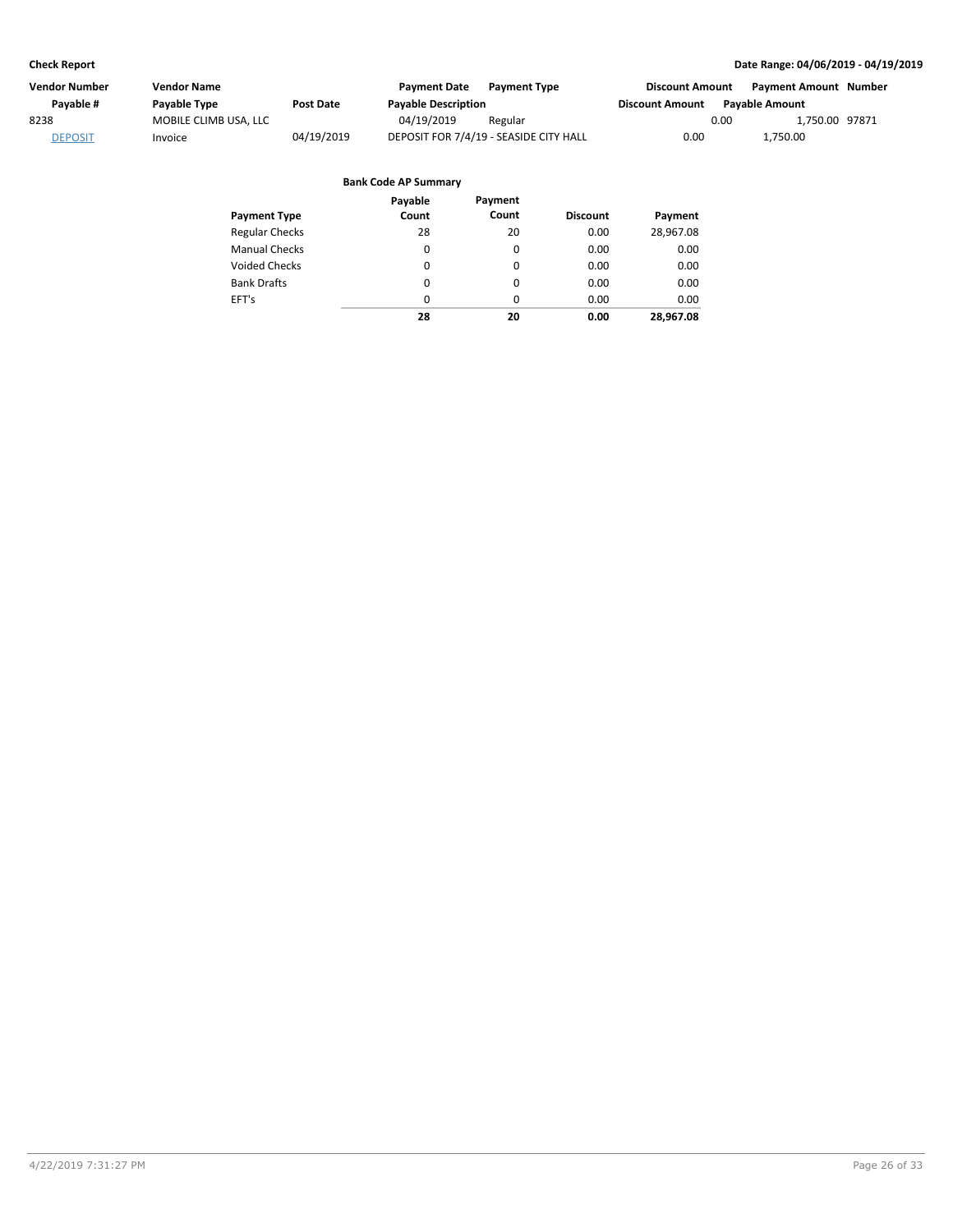**Check Report** | **Date Range: 04/06/2019 - 04/19/2019**

| Vendor Number | Vendor Name | | Payment Date | Payment Type | Discount Amount | Payment Amount | Number |
|---|---|---|---|---|---|---|---|
| Payable # | Payable Type | Post Date | Payable Description | | Discount Amount | Payable Amount | |
| 8238 | MOBILE CLIMB USA, LLC | | 04/19/2019 | Regular | 0.00 | 1,750.00 | 97871 |
| DEPOSIT | Invoice | 04/19/2019 | DEPOSIT FOR 7/4/19 - SEASIDE CITY HALL | | 0.00 | 1,750.00 | |

**Bank Code AP Summary**

| Payment Type | Payable Count | Payment Count | Discount | Payment |
|---|---|---|---|---|
| Regular Checks | 28 | 20 | 0.00 | 28,967.08 |
| Manual Checks | 0 | 0 | 0.00 | 0.00 |
| Voided Checks | 0 | 0 | 0.00 | 0.00 |
| Bank Drafts | 0 | 0 | 0.00 | 0.00 |
| EFT's | 0 | 0 | 0.00 | 0.00 |
| | **28** | **20** | **0.00** | **28,967.08** |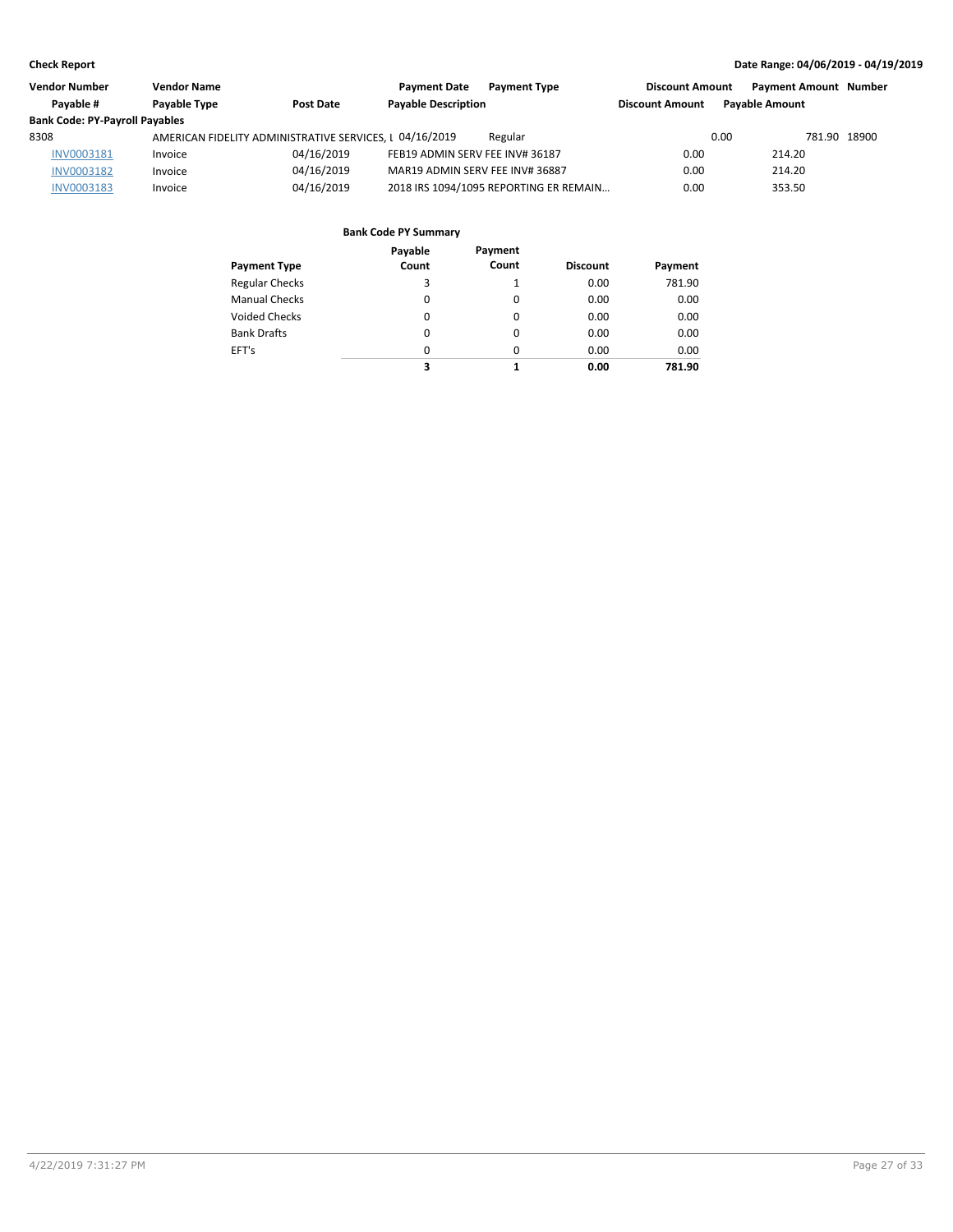**Check Report** — **Date Range: 04/06/2019 - 04/19/2019**

| Vendor Number | Vendor Name | | Payment Date | Payment Type | Discount Amount | Payment Amount | Number |
|---|---|---|---|---|---|---|---|
| Payable # | Payable Type | Post Date | Payable Description | | Discount Amount | Payable Amount | |
| **Bank Code: PY-Payroll Payables** | | | | | | | |
| 8308 | AMERICAN FIDELITY ADMINISTRATIVE SERVICES, L | | 04/16/2019 | Regular | 0.00 | 781.90 | 18900 |
| INV0003181 | Invoice | 04/16/2019 | FEB19 ADMIN SERV FEE INV# 36187 | | 0.00 | 214.20 | |
| INV0003182 | Invoice | 04/16/2019 | MAR19 ADMIN SERV FEE INV# 36887 | | 0.00 | 214.20 | |
| INV0003183 | Invoice | 04/16/2019 | 2018 IRS 1094/1095 REPORTING ER REMAIN… | | 0.00 | 353.50 | |

**Bank Code PY Summary**

| Payment Type | Payable Count | Payment Count | Discount | Payment |
|---|---|---|---|---|
| Regular Checks | 3 | 1 | 0.00 | 781.90 |
| Manual Checks | 0 | 0 | 0.00 | 0.00 |
| Voided Checks | 0 | 0 | 0.00 | 0.00 |
| Bank Drafts | 0 | 0 | 0.00 | 0.00 |
| EFT's | 0 | 0 | 0.00 | 0.00 |
| | **3** | **1** | **0.00** | **781.90** |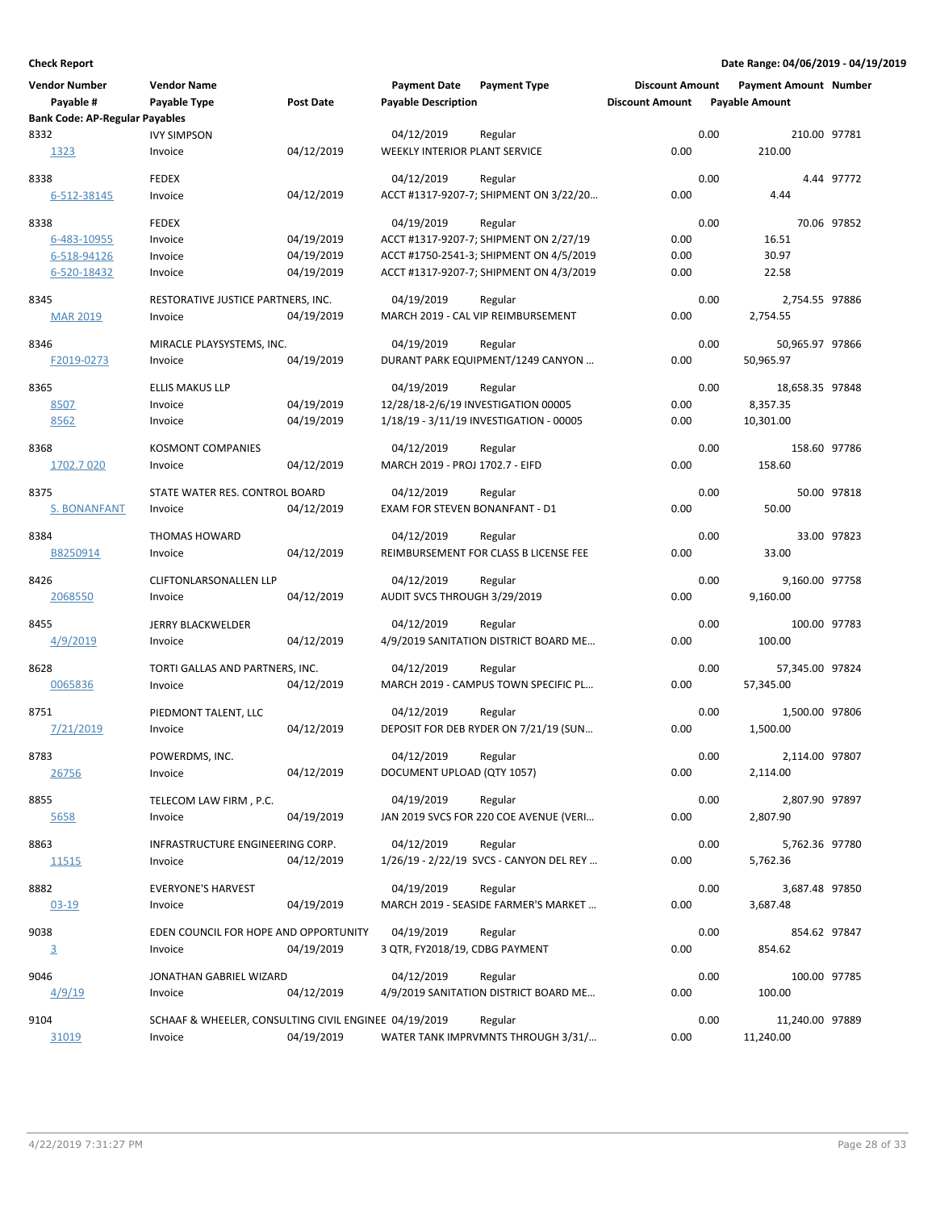**Check Report**

**Date Range: 04/06/2019 - 04/19/2019**

| Vendor Number | Vendor Name | | Payment Date | Payment Type | Discount Amount | Payment Amount | Number |
|---|---|---|---|---|---|---|---|
| Payable # | Payable Type | Post Date | Payable Description | | Discount Amount | Payable Amount | |
| **Bank Code: AP-Regular Payables** | | | | | | | |
| 8332 | IVY SIMPSON | | 04/12/2019 | Regular | 0.00 | 210.00 | 97781 |
| 1323 | Invoice | 04/12/2019 | WEEKLY INTERIOR PLANT SERVICE | | 0.00 | 210.00 | |
| 8338 | FEDEX | | 04/12/2019 | Regular | 0.00 | 4.44 | 97772 |
| 6-512-38145 | Invoice | 04/12/2019 | ACCT #1317-9207-7; SHIPMENT ON 3/22/20… | | 0.00 | 4.44 | |
| 8338 | FEDEX | | 04/19/2019 | Regular | 0.00 | 70.06 | 97852 |
| 6-483-10955 | Invoice | 04/19/2019 | ACCT #1317-9207-7; SHIPMENT ON 2/27/19 | | 0.00 | 16.51 | |
| 6-518-94126 | Invoice | 04/19/2019 | ACCT #1750-2541-3; SHIPMENT ON 4/5/2019 | | 0.00 | 30.97 | |
| 6-520-18432 | Invoice | 04/19/2019 | ACCT #1317-9207-7; SHIPMENT ON 4/3/2019 | | 0.00 | 22.58 | |
| 8345 | RESTORATIVE JUSTICE PARTNERS, INC. | | 04/19/2019 | Regular | 0.00 | 2,754.55 | 97886 |
| MAR 2019 | Invoice | 04/19/2019 | MARCH 2019 - CAL VIP REIMBURSEMENT | | 0.00 | 2,754.55 | |
| 8346 | MIRACLE PLAYSYSTEMS, INC. | | 04/19/2019 | Regular | 0.00 | 50,965.97 | 97866 |
| F2019-0273 | Invoice | 04/19/2019 | DURANT PARK EQUIPMENT/1249 CANYON … | | 0.00 | 50,965.97 | |
| 8365 | ELLIS MAKUS LLP | | 04/19/2019 | Regular | 0.00 | 18,658.35 | 97848 |
| 8507 | Invoice | 04/19/2019 | 12/28/18-2/6/19 INVESTIGATION 00005 | | 0.00 | 8,357.35 | |
| 8562 | Invoice | 04/19/2019 | 1/18/19 - 3/11/19 INVESTIGATION - 00005 | | 0.00 | 10,301.00 | |
| 8368 | KOSMONT COMPANIES | | 04/12/2019 | Regular | 0.00 | 158.60 | 97786 |
| 1702.7 020 | Invoice | 04/12/2019 | MARCH 2019 - PROJ 1702.7 - EIFD | | 0.00 | 158.60 | |
| 8375 | STATE WATER RES. CONTROL BOARD | | 04/12/2019 | Regular | 0.00 | 50.00 | 97818 |
| S. BONANFANT | Invoice | 04/12/2019 | EXAM FOR STEVEN BONANFANT - D1 | | 0.00 | 50.00 | |
| 8384 | THOMAS HOWARD | | 04/12/2019 | Regular | 0.00 | 33.00 | 97823 |
| B8250914 | Invoice | 04/12/2019 | REIMBURSEMENT FOR CLASS B LICENSE FEE | | 0.00 | 33.00 | |
| 8426 | CLIFTONLARSONALLEN LLP | | 04/12/2019 | Regular | 0.00 | 9,160.00 | 97758 |
| 2068550 | Invoice | 04/12/2019 | AUDIT SVCS THROUGH 3/29/2019 | | 0.00 | 9,160.00 | |
| 8455 | JERRY BLACKWELDER | | 04/12/2019 | Regular | 0.00 | 100.00 | 97783 |
| 4/9/2019 | Invoice | 04/12/2019 | 4/9/2019 SANITATION DISTRICT BOARD ME… | | 0.00 | 100.00 | |
| 8628 | TORTI GALLAS AND PARTNERS, INC. | | 04/12/2019 | Regular | 0.00 | 57,345.00 | 97824 |
| 0065836 | Invoice | 04/12/2019 | MARCH 2019 - CAMPUS TOWN SPECIFIC PL… | | 0.00 | 57,345.00 | |
| 8751 | PIEDMONT TALENT, LLC | | 04/12/2019 | Regular | 0.00 | 1,500.00 | 97806 |
| 7/21/2019 | Invoice | 04/12/2019 | DEPOSIT FOR DEB RYDER ON 7/21/19 (SUN… | | 0.00 | 1,500.00 | |
| 8783 | POWERDMS, INC. | | 04/12/2019 | Regular | 0.00 | 2,114.00 | 97807 |
| 26756 | Invoice | 04/12/2019 | DOCUMENT UPLOAD (QTY 1057) | | 0.00 | 2,114.00 | |
| 8855 | TELECOM LAW FIRM , P.C. | | 04/19/2019 | Regular | 0.00 | 2,807.90 | 97897 |
| 5658 | Invoice | 04/19/2019 | JAN 2019 SVCS FOR 220 COE AVENUE (VERI… | | 0.00 | 2,807.90 | |
| 8863 | INFRASTRUCTURE ENGINEERING CORP. | | 04/12/2019 | Regular | 0.00 | 5,762.36 | 97780 |
| 11515 | Invoice | 04/12/2019 | 1/26/19 - 2/22/19 SVCS - CANYON DEL REY … | | 0.00 | 5,762.36 | |
| 8882 | EVERYONE'S HARVEST | | 04/19/2019 | Regular | 0.00 | 3,687.48 | 97850 |
| 03-19 | Invoice | 04/19/2019 | MARCH 2019 - SEASIDE FARMER'S MARKET … | | 0.00 | 3,687.48 | |
| 9038 | EDEN COUNCIL FOR HOPE AND OPPORTUNITY | | 04/19/2019 | Regular | 0.00 | 854.62 | 97847 |
| 3 | Invoice | 04/19/2019 | 3 QTR, FY2018/19, CDBG PAYMENT | | 0.00 | 854.62 | |
| 9046 | JONATHAN GABRIEL WIZARD | | 04/12/2019 | Regular | 0.00 | 100.00 | 97785 |
| 4/9/19 | Invoice | 04/12/2019 | 4/9/2019 SANITATION DISTRICT BOARD ME… | | 0.00 | 100.00 | |
| 9104 | SCHAAF & WHEELER, CONSULTING CIVIL ENGINEE | | 04/19/2019 | Regular | 0.00 | 11,240.00 | 97889 |
| 31019 | Invoice | 04/19/2019 | WATER TANK IMPRVMNTS THROUGH 3/31/… | | 0.00 | 11,240.00 | |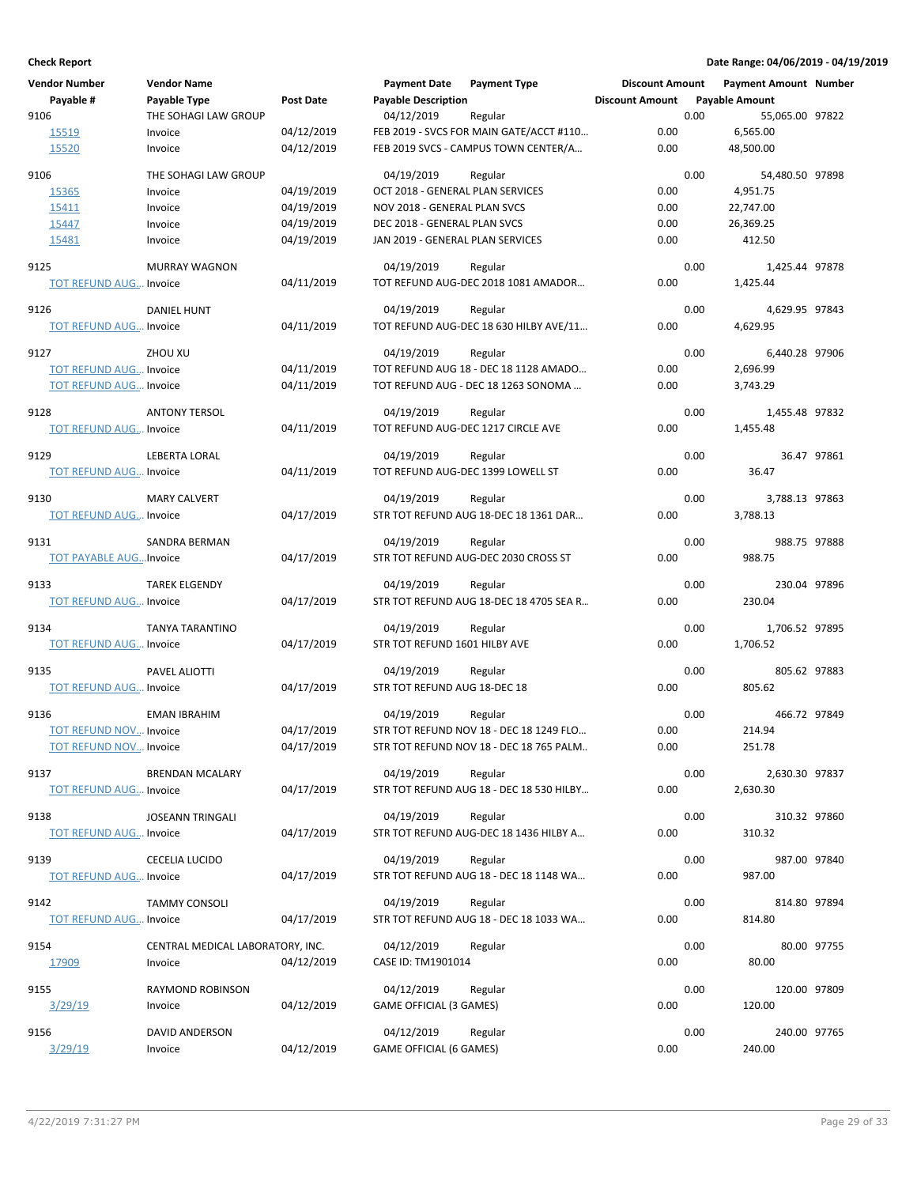**Check Report** | **Date Range: 04/06/2019 - 04/19/2019**

| Vendor Number | Vendor Name | | Payment Date | Payment Type | Discount Amount | Payment Amount | Number |
|---|---|---|---|---|---|---|---|
| Payable # | Payable Type | Post Date | Payable Description | | Discount Amount | Payable Amount | |
| 9106 | THE SOHAGI LAW GROUP | | 04/12/2019 | Regular | 0.00 | 55,065.00 | 97822 |
| 15519 | Invoice | 04/12/2019 | FEB 2019 - SVCS FOR MAIN GATE/ACCT #110... | | 0.00 | 6,565.00 | |
| 15520 | Invoice | 04/12/2019 | FEB 2019 SVCS - CAMPUS TOWN CENTER/A... | | 0.00 | 48,500.00 | |
| 9106 | THE SOHAGI LAW GROUP | | 04/19/2019 | Regular | 0.00 | 54,480.50 | 97898 |
| 15365 | Invoice | 04/19/2019 | OCT 2018 - GENERAL PLAN SERVICES | | 0.00 | 4,951.75 | |
| 15411 | Invoice | 04/19/2019 | NOV 2018 - GENERAL PLAN SVCS | | 0.00 | 22,747.00 | |
| 15447 | Invoice | 04/19/2019 | DEC 2018 - GENERAL PLAN SVCS | | 0.00 | 26,369.25 | |
| 15481 | Invoice | 04/19/2019 | JAN 2019 - GENERAL PLAN SERVICES | | 0.00 | 412.50 | |
| 9125 | MURRAY WAGNON | | 04/19/2019 | Regular | 0.00 | 1,425.44 | 97878 |
| TOT REFUND AUG... | Invoice | 04/11/2019 | TOT REFUND AUG-DEC 2018 1081 AMADOR... | | 0.00 | 1,425.44 | |
| 9126 | DANIEL HUNT | | 04/19/2019 | Regular | 0.00 | 4,629.95 | 97843 |
| TOT REFUND AUG... | Invoice | 04/11/2019 | TOT REFUND AUG-DEC 18 630 HILBY AVE/11... | | 0.00 | 4,629.95 | |
| 9127 | ZHOU XU | | 04/19/2019 | Regular | 0.00 | 6,440.28 | 97906 |
| TOT REFUND AUG... | Invoice | 04/11/2019 | TOT REFUND AUG 18 - DEC 18 1128 AMADO... | | 0.00 | 2,696.99 | |
| TOT REFUND AUG... | Invoice | 04/11/2019 | TOT REFUND AUG - DEC 18 1263 SONOMA ... | | 0.00 | 3,743.29 | |
| 9128 | ANTONY TERSOL | | 04/19/2019 | Regular | 0.00 | 1,455.48 | 97832 |
| TOT REFUND AUG... | Invoice | 04/11/2019 | TOT REFUND AUG-DEC 1217 CIRCLE AVE | | 0.00 | 1,455.48 | |
| 9129 | LEBERTA LORAL | | 04/19/2019 | Regular | 0.00 | 36.47 | 97861 |
| TOT REFUND AUG... | Invoice | 04/11/2019 | TOT REFUND AUG-DEC 1399 LOWELL ST | | 0.00 | 36.47 | |
| 9130 | MARY CALVERT | | 04/19/2019 | Regular | 0.00 | 3,788.13 | 97863 |
| TOT REFUND AUG... | Invoice | 04/17/2019 | STR TOT REFUND AUG 18-DEC 18 1361 DAR... | | 0.00 | 3,788.13 | |
| 9131 | SANDRA BERMAN | | 04/19/2019 | Regular | 0.00 | 988.75 | 97888 |
| TOT PAYABLE AUG... | Invoice | 04/17/2019 | STR TOT REFUND AUG-DEC 2030 CROSS ST | | 0.00 | 988.75 | |
| 9133 | TAREK ELGENDY | | 04/19/2019 | Regular | 0.00 | 230.04 | 97896 |
| TOT REFUND AUG... | Invoice | 04/17/2019 | STR TOT REFUND AUG 18-DEC 18 4705 SEA R... | | 0.00 | 230.04 | |
| 9134 | TANYA TARANTINO | | 04/19/2019 | Regular | 0.00 | 1,706.52 | 97895 |
| TOT REFUND AUG... | Invoice | 04/17/2019 | STR TOT REFUND 1601 HILBY AVE | | 0.00 | 1,706.52 | |
| 9135 | PAVEL ALIOTTI | | 04/19/2019 | Regular | 0.00 | 805.62 | 97883 |
| TOT REFUND AUG... | Invoice | 04/17/2019 | STR TOT REFUND AUG 18-DEC 18 | | 0.00 | 805.62 | |
| 9136 | EMAN IBRAHIM | | 04/19/2019 | Regular | 0.00 | 466.72 | 97849 |
| TOT REFUND NOV... | Invoice | 04/17/2019 | STR TOT REFUND NOV 18 - DEC 18 1249 FLO... | | 0.00 | 214.94 | |
| TOT REFUND NOV... | Invoice | 04/17/2019 | STR TOT REFUND NOV 18 - DEC 18 765 PALM.. | | 0.00 | 251.78 | |
| 9137 | BRENDAN MCALARY | | 04/19/2019 | Regular | 0.00 | 2,630.30 | 97837 |
| TOT REFUND AUG... | Invoice | 04/17/2019 | STR TOT REFUND AUG 18 - DEC 18 530 HILBY... | | 0.00 | 2,630.30 | |
| 9138 | JOSEANN TRINGALI | | 04/19/2019 | Regular | 0.00 | 310.32 | 97860 |
| TOT REFUND AUG... | Invoice | 04/17/2019 | STR TOT REFUND AUG-DEC 18 1436 HILBY A... | | 0.00 | 310.32 | |
| 9139 | CECELIA LUCIDO | | 04/19/2019 | Regular | 0.00 | 987.00 | 97840 |
| TOT REFUND AUG... | Invoice | 04/17/2019 | STR TOT REFUND AUG 18 - DEC 18 1148 WA... | | 0.00 | 987.00 | |
| 9142 | TAMMY CONSOLI | | 04/19/2019 | Regular | 0.00 | 814.80 | 97894 |
| TOT REFUND AUG... | Invoice | 04/17/2019 | STR TOT REFUND AUG 18 - DEC 18 1033 WA... | | 0.00 | 814.80 | |
| 9154 | CENTRAL MEDICAL LABORATORY, INC. | | 04/12/2019 | Regular | 0.00 | 80.00 | 97755 |
| 17909 | Invoice | 04/12/2019 | CASE ID: TM1901014 | | 0.00 | 80.00 | |
| 9155 | RAYMOND ROBINSON | | 04/12/2019 | Regular | 0.00 | 120.00 | 97809 |
| 3/29/19 | Invoice | 04/12/2019 | GAME OFFICIAL (3 GAMES) | | 0.00 | 120.00 | |
| 9156 | DAVID ANDERSON | | 04/12/2019 | Regular | 0.00 | 240.00 | 97765 |
| 3/29/19 | Invoice | 04/12/2019 | GAME OFFICIAL (6 GAMES) | | 0.00 | 240.00 | |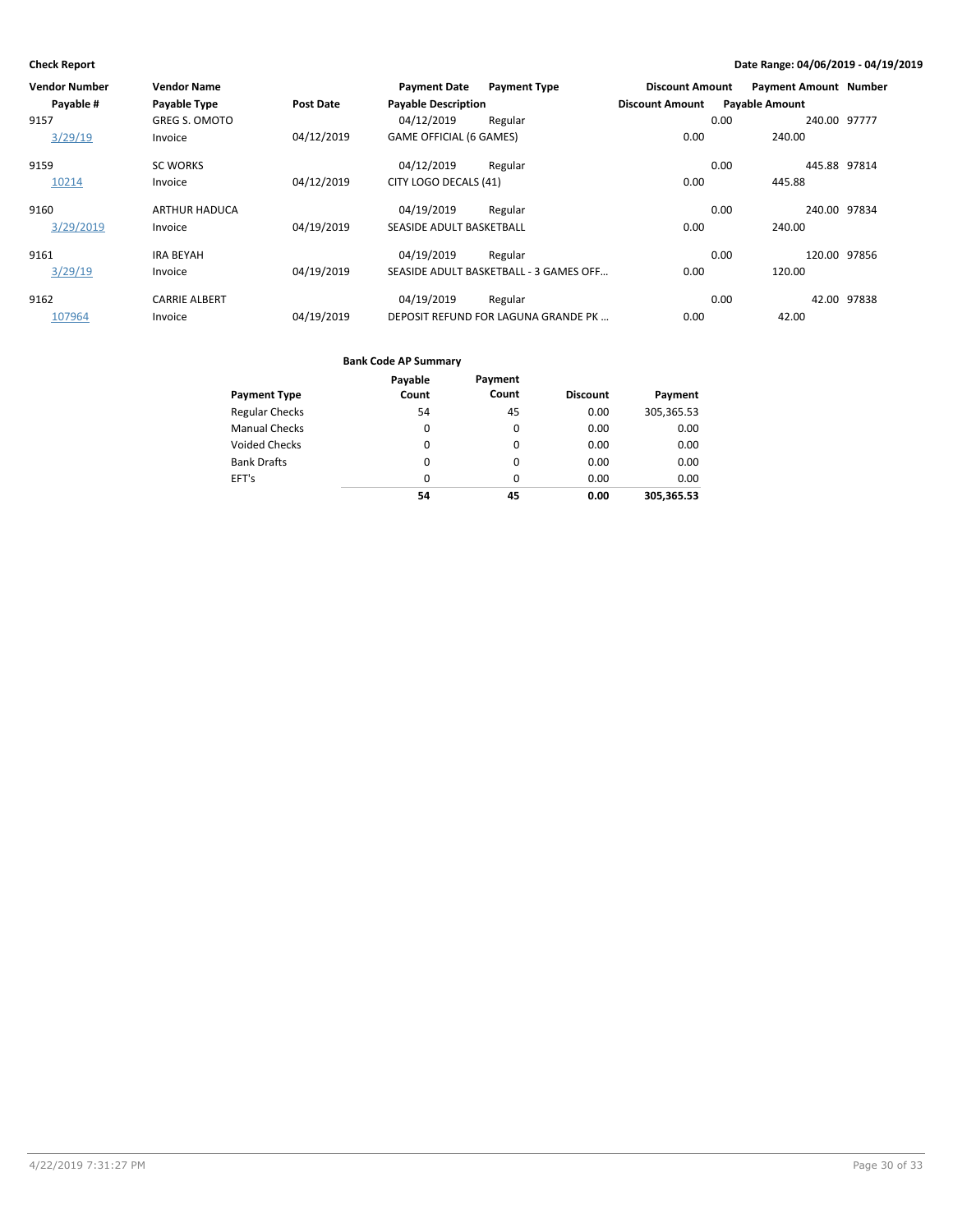| Vendor Number | Vendor Name | | Payment Date | Payment Type | Discount Amount | Payment Amount | Number |
|---|---|---|---|---|---|---|---|
| Payable # | Payable Type | Post Date | Payable Description | | Discount Amount | Payable Amount | |
| 9157 | GREG S. OMOTO | | 04/12/2019 | Regular | 0.00 | 240.00 | 97777 |
| 3/29/19 | Invoice | 04/12/2019 | GAME OFFICIAL (6 GAMES) | | 0.00 | 240.00 | |
| 9159 | SC WORKS | | 04/12/2019 | Regular | 0.00 | 445.88 | 97814 |
| 10214 | Invoice | 04/12/2019 | CITY LOGO DECALS (41) | | 0.00 | 445.88 | |
| 9160 | ARTHUR HADUCA | | 04/19/2019 | Regular | 0.00 | 240.00 | 97834 |
| 3/29/2019 | Invoice | 04/19/2019 | SEASIDE ADULT BASKETBALL | | 0.00 | 240.00 | |
| 9161 | IRA BEYAH | | 04/19/2019 | Regular | 0.00 | 120.00 | 97856 |
| 3/29/19 | Invoice | 04/19/2019 | SEASIDE ADULT BASKETBALL - 3 GAMES OFF… | | 0.00 | 120.00 | |
| 9162 | CARRIE ALBERT | | 04/19/2019 | Regular | 0.00 | 42.00 | 97838 |
| 107964 | Invoice | 04/19/2019 | DEPOSIT REFUND FOR LAGUNA GRANDE PK … | | 0.00 | 42.00 | |

**Bank Code AP Summary**

| Payment Type | Payable Count | Payment Count | Discount | Payment |
|---|---|---|---|---|
| Regular Checks | 54 | 45 | 0.00 | 305,365.53 |
| Manual Checks | 0 | 0 | 0.00 | 0.00 |
| Voided Checks | 0 | 0 | 0.00 | 0.00 |
| Bank Drafts | 0 | 0 | 0.00 | 0.00 |
| EFT's | 0 | 0 | 0.00 | 0.00 |
| | **54** | **45** | **0.00** | **305,365.53** |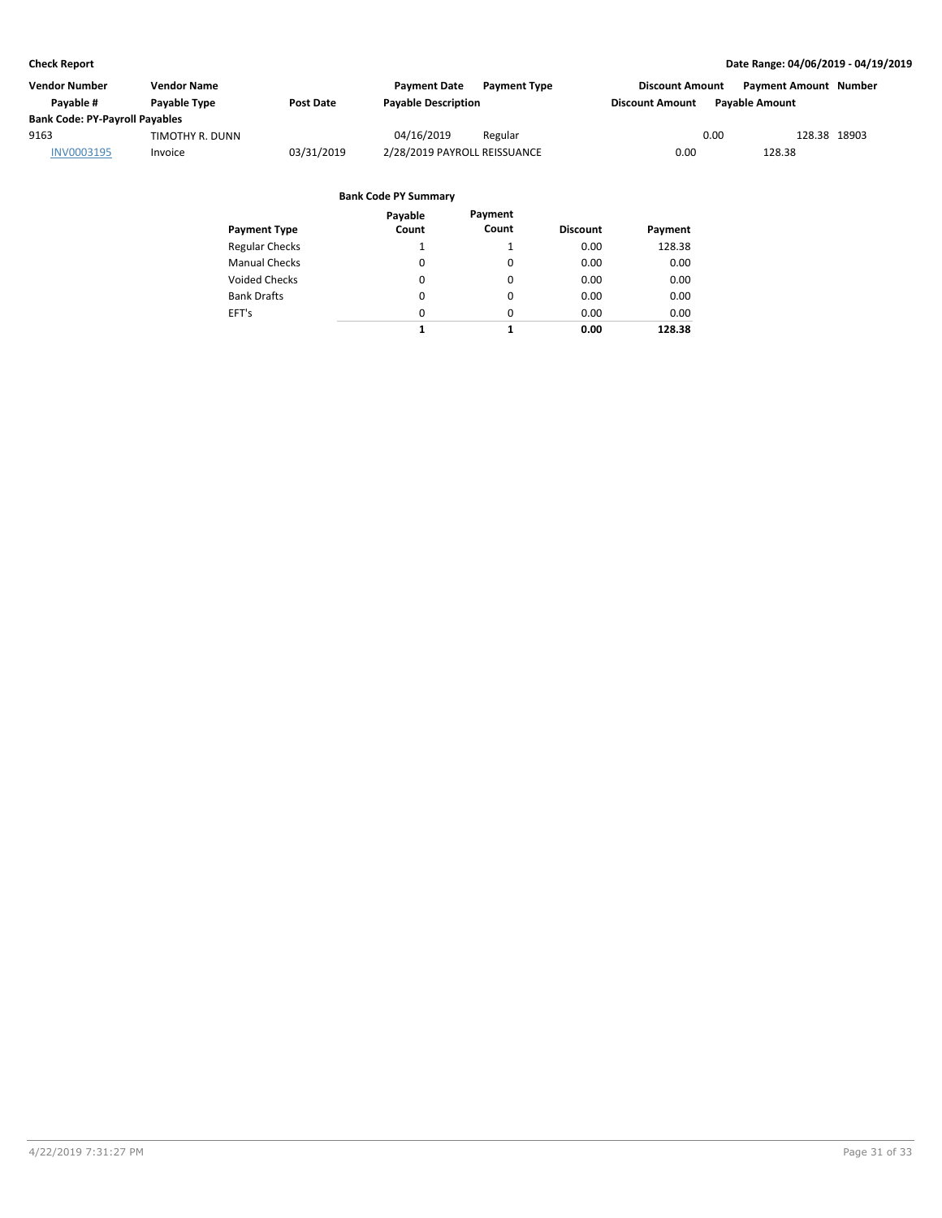| Vendor Number | Vendor Name | | Payment Date | Payment Type | Discount Amount | Payment Amount | Number |
|---|---|---|---|---|---|---|---|
| Payable # | Payable Type | Post Date | Payable Description | | Discount Amount | Payable Amount | |
| **Bank Code: PY-Payroll Payables** | | | | | | | |
| 9163 | TIMOTHY R. DUNN | | 04/16/2019 | Regular | 0.00 | 128.38 | 18903 |
| INV0003195 | Invoice | 03/31/2019 | 2/28/2019 PAYROLL REISSUANCE | | 0.00 | 128.38 | |

**Bank Code PY Summary**

| Payment Type | Payable Count | Payment Count | Discount | Payment |
|---|---|---|---|---|
| Regular Checks | 1 | 1 | 0.00 | 128.38 |
| Manual Checks | 0 | 0 | 0.00 | 0.00 |
| Voided Checks | 0 | 0 | 0.00 | 0.00 |
| Bank Drafts | 0 | 0 | 0.00 | 0.00 |
| EFT's | 0 | 0 | 0.00 | 0.00 |
| | **1** | **1** | **0.00** | **128.38** |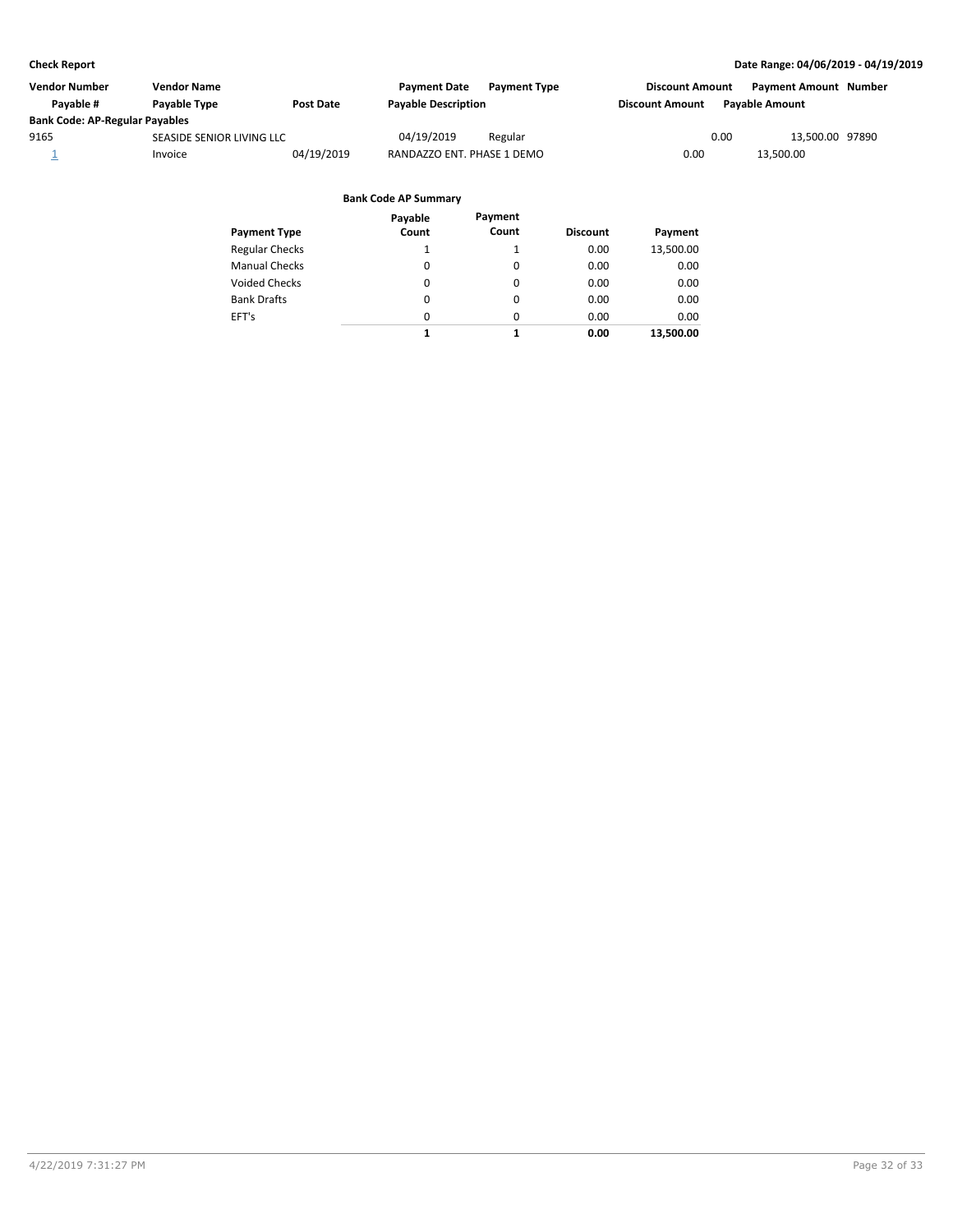**Check Report** — **Date Range: 04/06/2019 - 04/19/2019**

| Vendor Number | Vendor Name | | Payment Date | Payment Type | Discount Amount | Payment Amount | Number |
|---|---|---|---|---|---|---|---|
| Payable # | Payable Type | Post Date | Payable Description | | Discount Amount | Payable Amount | |
| **Bank Code: AP-Regular Payables** | | | | | | | |
| 9165 | SEASIDE SENIOR LIVING LLC | | 04/19/2019 | Regular | 0.00 | 13,500.00 | 97890 |
| 1 | Invoice | 04/19/2019 | RANDAZZO ENT. PHASE 1 DEMO | | 0.00 | 13,500.00 | |

**Bank Code AP Summary**

| Payment Type | Payable Count | Payment Count | Discount | Payment |
|---|---|---|---|---|
| Regular Checks | 1 | 1 | 0.00 | 13,500.00 |
| Manual Checks | 0 | 0 | 0.00 | 0.00 |
| Voided Checks | 0 | 0 | 0.00 | 0.00 |
| Bank Drafts | 0 | 0 | 0.00 | 0.00 |
| EFT's | 0 | 0 | 0.00 | 0.00 |
| | **1** | **1** | **0.00** | **13,500.00** |

4/22/2019 7:31:27 PM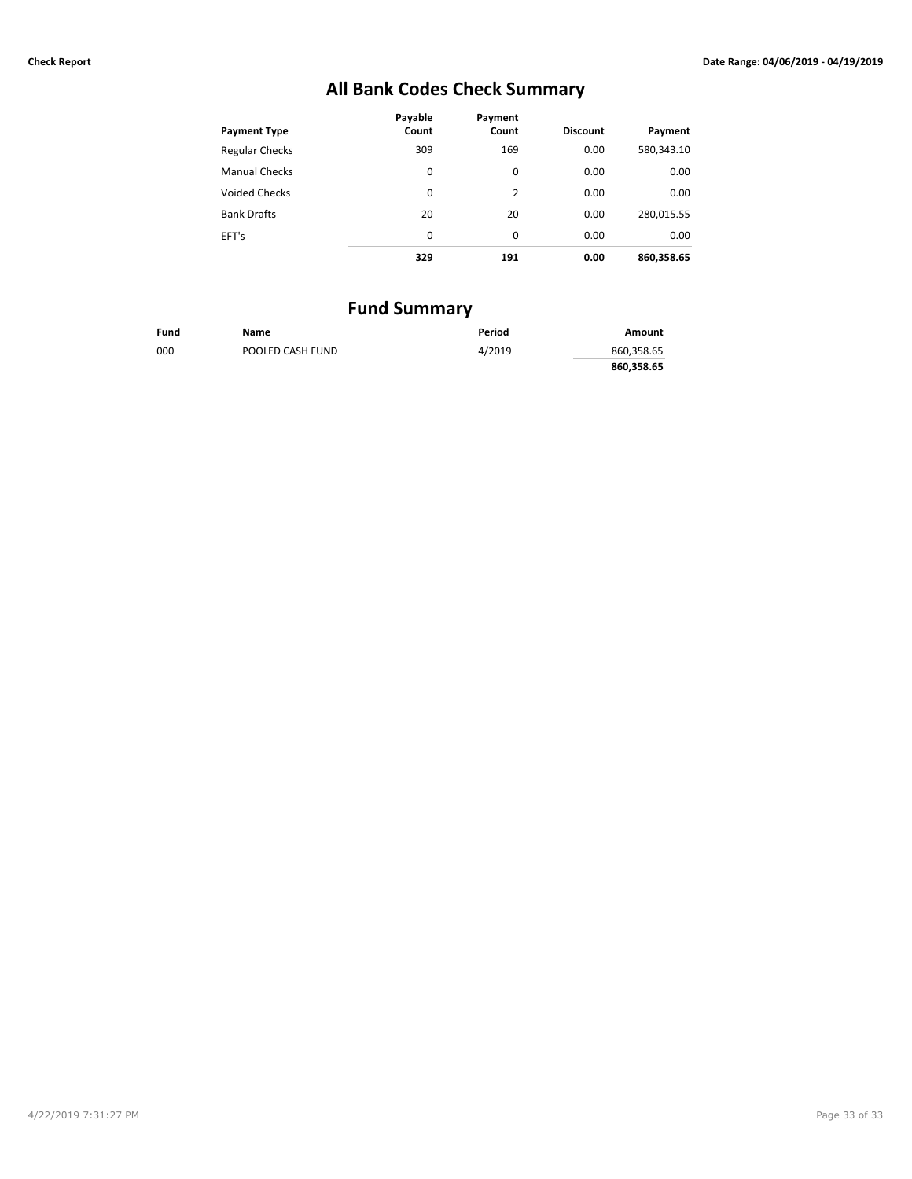## All Bank Codes Check Summary

| Payment Type | Payable Count | Payment Count | Discount | Payment |
|---|---|---|---|---|
| Regular Checks | 309 | 169 | 0.00 | 580,343.10 |
| Manual Checks | 0 | 0 | 0.00 | 0.00 |
| Voided Checks | 0 | 2 | 0.00 | 0.00 |
| Bank Drafts | 20 | 20 | 0.00 | 280,015.55 |
| EFT's | 0 | 0 | 0.00 | 0.00 |
| | **329** | **191** | **0.00** | **860,358.65** |

## Fund Summary

| Fund | Name | Period | Amount |
|---|---|---|---|
| 000 | POOLED CASH FUND | 4/2019 | 860,358.65 |
| | | | **860,358.65** |